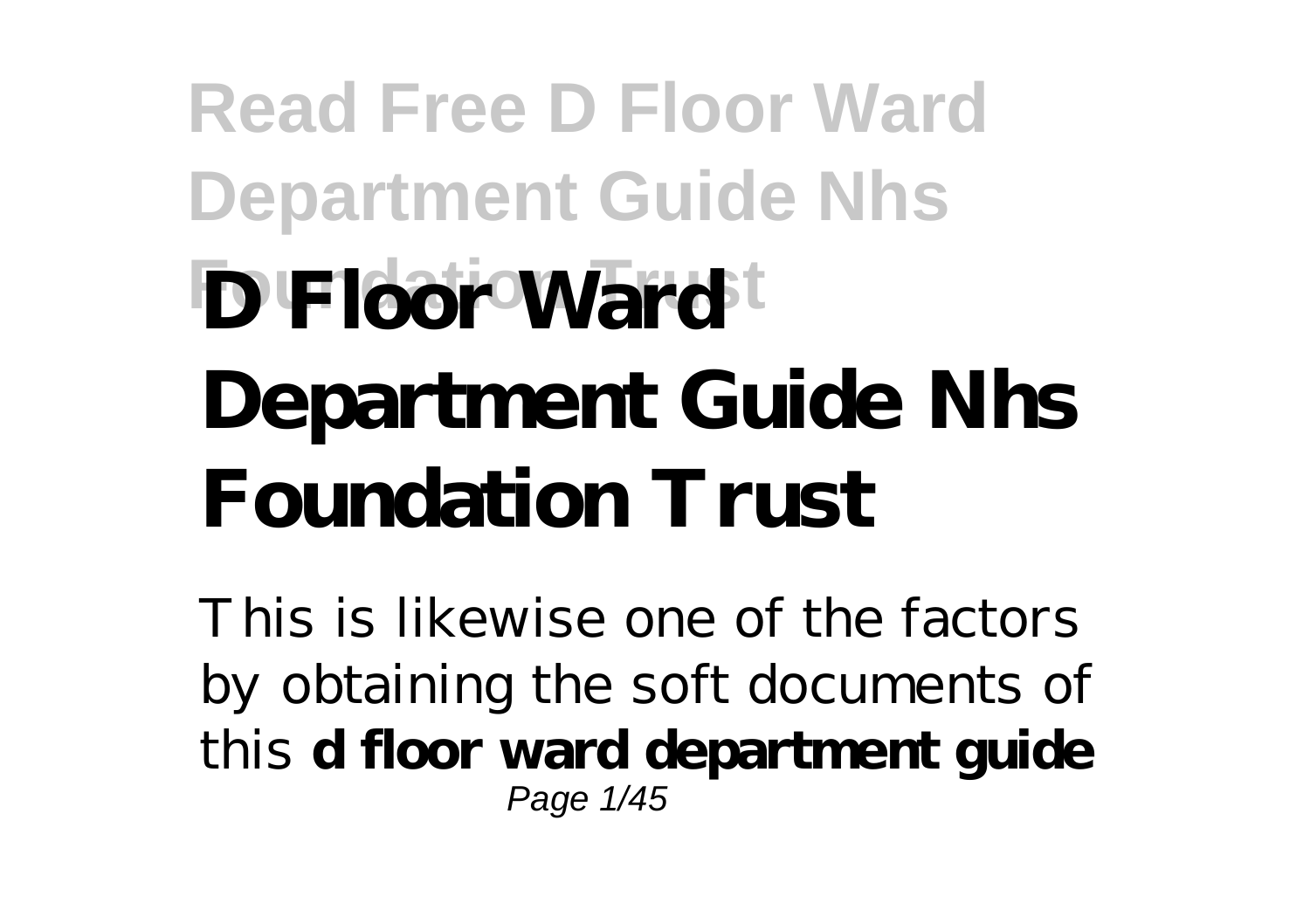# D Floor Ward Department Guide Nhs Foundation Trust

This is likewise one of the factors by obtaining the soft documents of this **d floor ward department guide**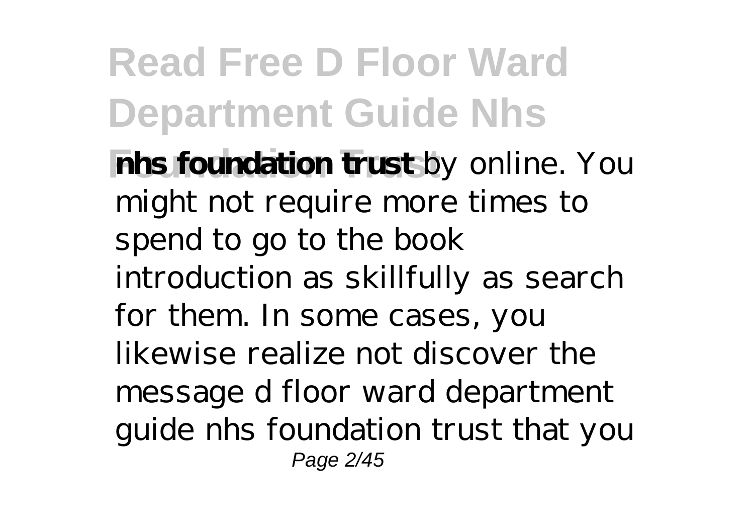**nhs foundation trust** by online. You might not require more times to spend to go to the book introduction as skillfully as search for them. In some cases, you likewise realize not discover the message d floor ward department guide nhs foundation trust that you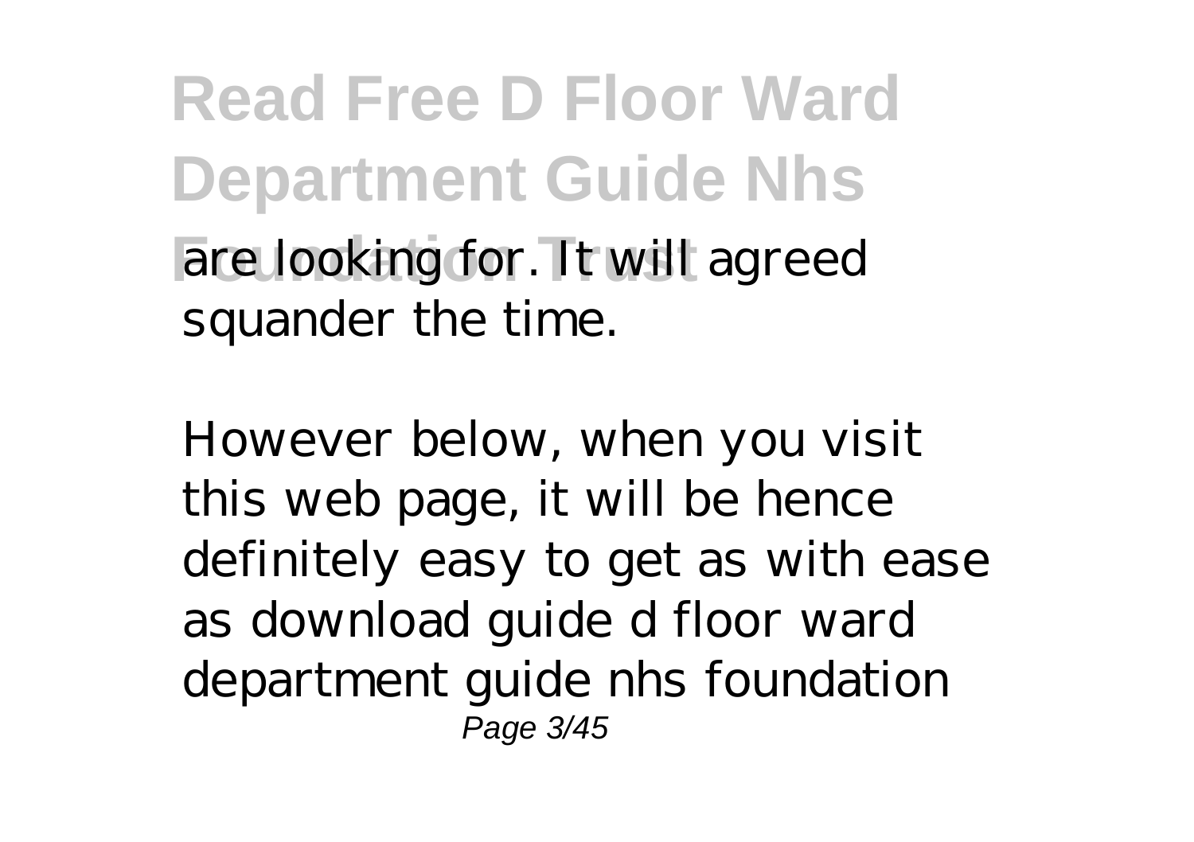are looking for. It will agreed squander the time.

However below, when you visit this web page, it will be hence definitely easy to get as with ease as download guide d floor ward department guide nhs foundation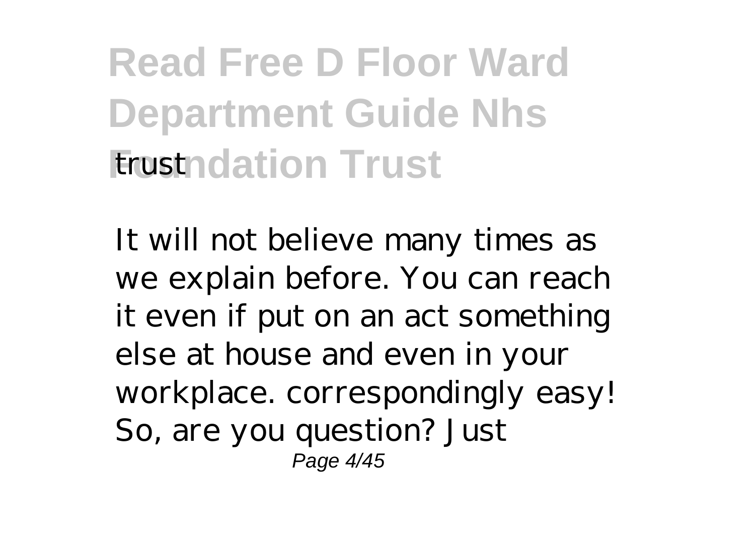trust

It will not believe many times as we explain before. You can reach it even if put on an act something else at house and even in your workplace. correspondingly easy! So, are you question? Just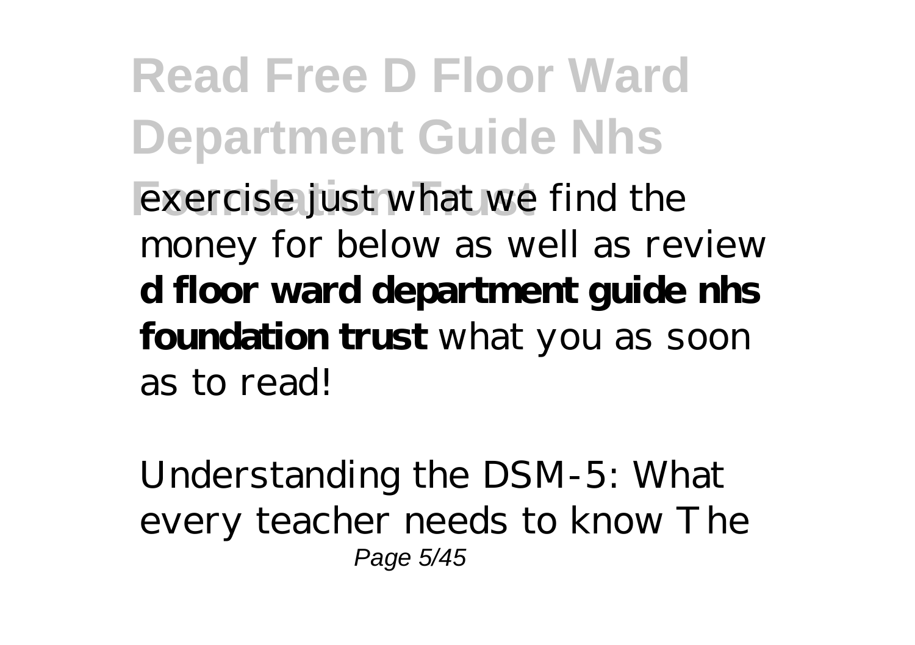exercise just what we find the money for below as well as review **d floor ward department guide nhs foundation trust** what you as soon as to read!

Understanding the DSM-5: What every teacher needs to know The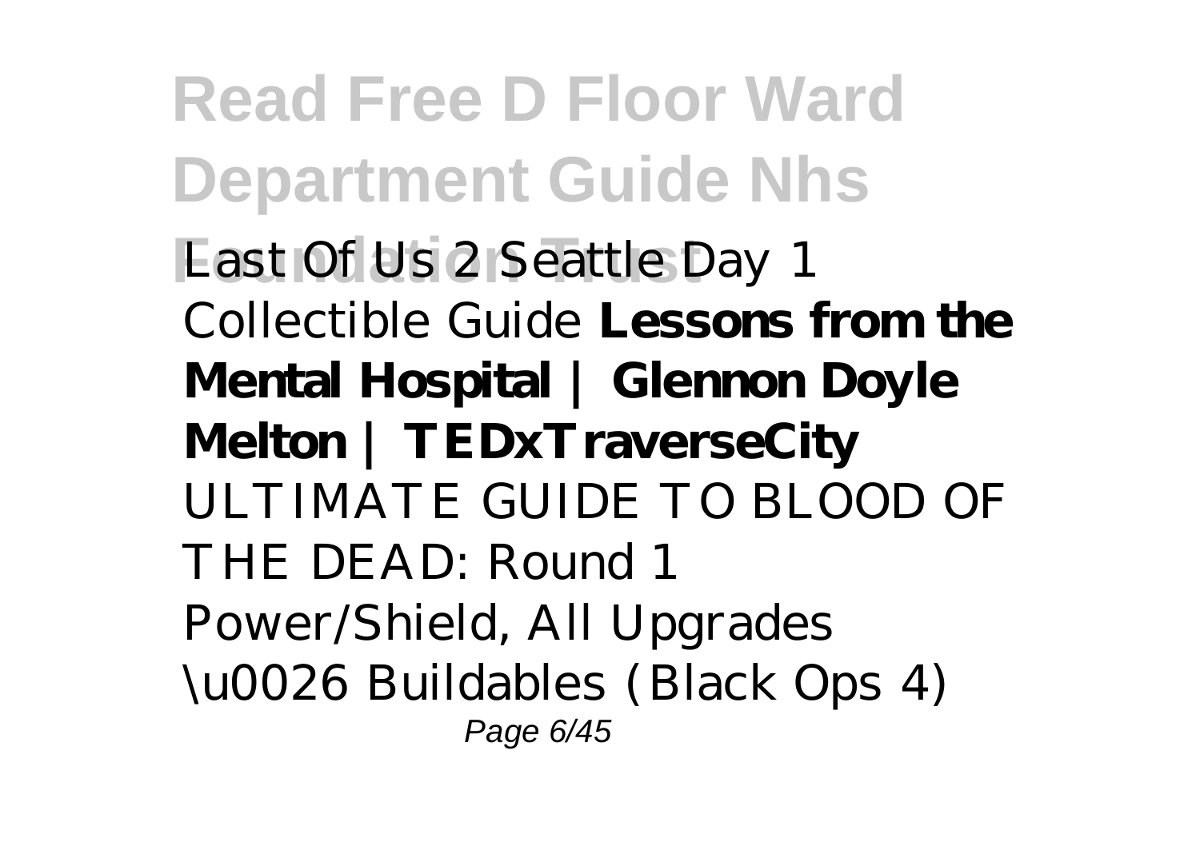*Last Of Us 2 Seattle Day 1 Collectible Guide* **Lessons from the Mental Hospital | Glennon Doyle Melton | TEDxTraverseCity** *ULTIMATE GUIDE TO BLOOD OF THE DEAD: Round 1 Power/Shield, All Upgrades \u0026 Buildables (Black Ops 4)*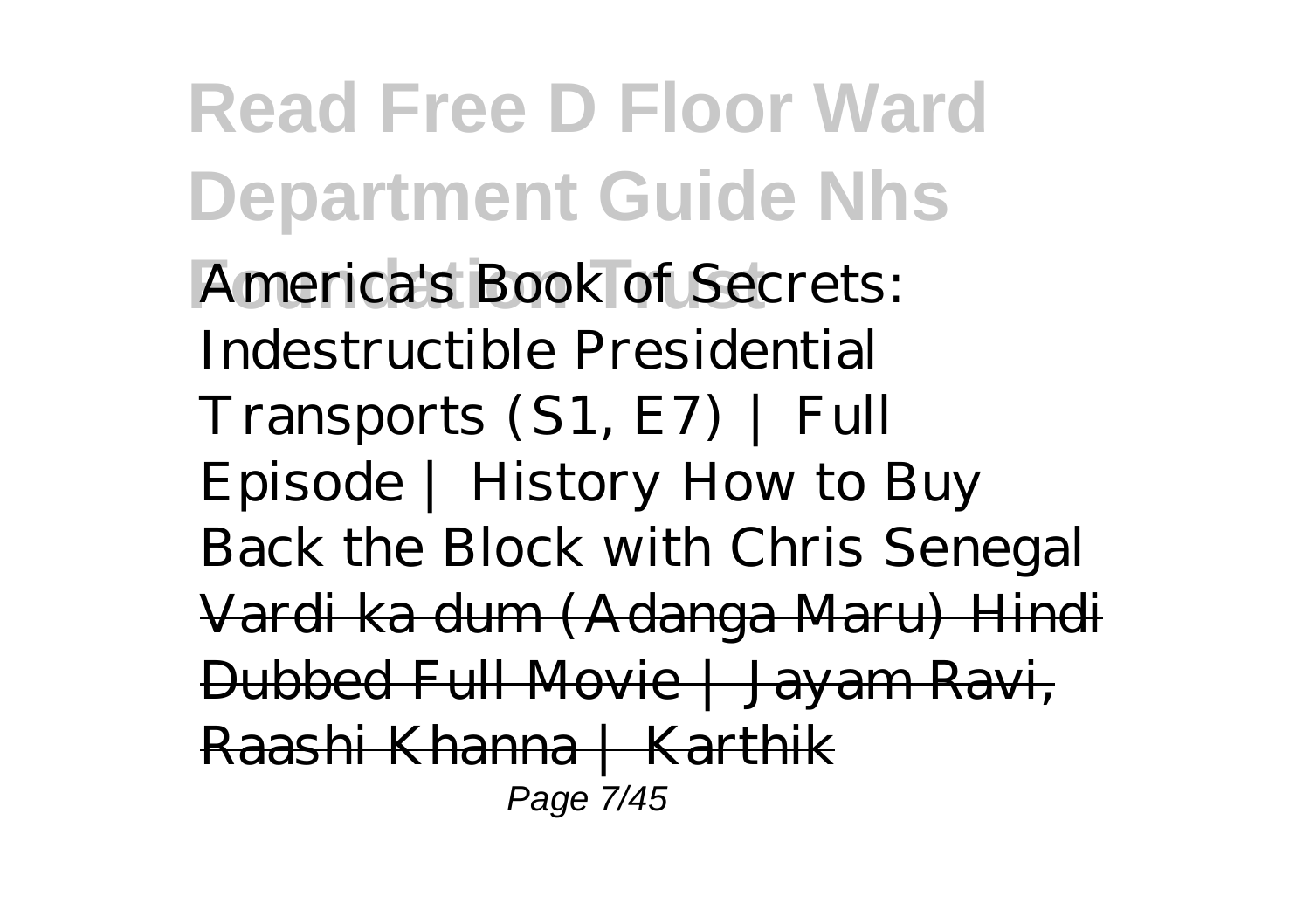America's Book of Secrets: Indestructible Presidential Transports (S1, E7) | Full Episode | History How to Buy Back the Block with Chris Senegal ~~Vardi ka dum (Adanga Maru) Hindi Dubbed Full Movie | Jayam Ravi, Raashi Khanna | Karthik~~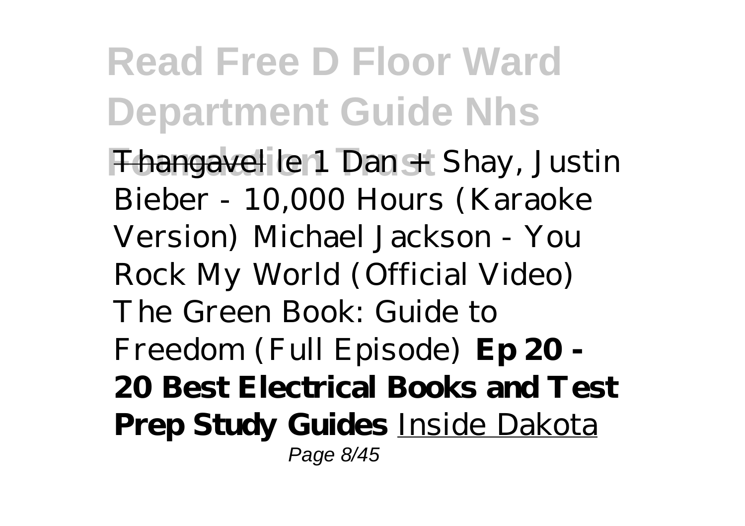Thangavel *le 1 Dan + Shay, Justin Bieber - 10,000 Hours (Karaoke Version)* *Michael Jackson - You Rock My World (Official Video)* *The Green Book: Guide to Freedom (Full Episode)* **Ep 20 - 20 Best Electrical Books and Test Prep Study Guides** Inside Dakota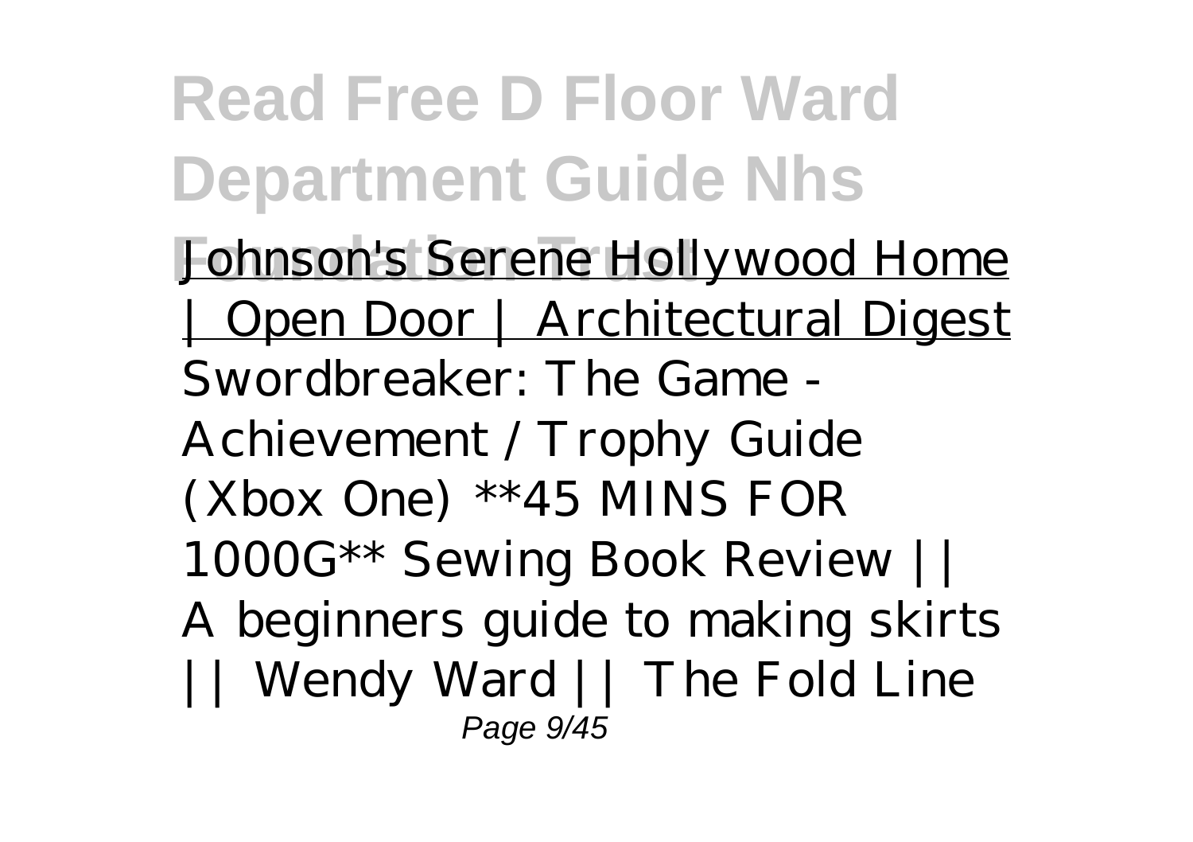Johnson's Serene Hollywood Home | Open Door | Architectural Digest

*Swordbreaker: The Game - Achievement / Trophy Guide (Xbox One) **45 MINS FOR 1000G*** *Sewing Book Review || A beginners guide to making skirts || Wendy Ward || The Fold Line*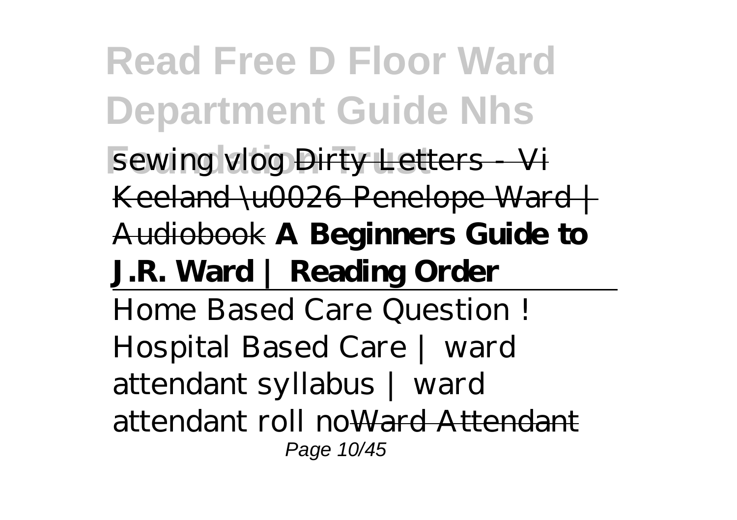sewing vlog ~~Dirty Letters - Vi Keeland \u0026 Penelope Ward | Audiobook~~ **A Beginners Guide to J.R. Ward | Reading Order**

Home Based Care Question ! Hospital Based Care | ward attendant syllabus | ward attendant roll no~~Ward Attendant~~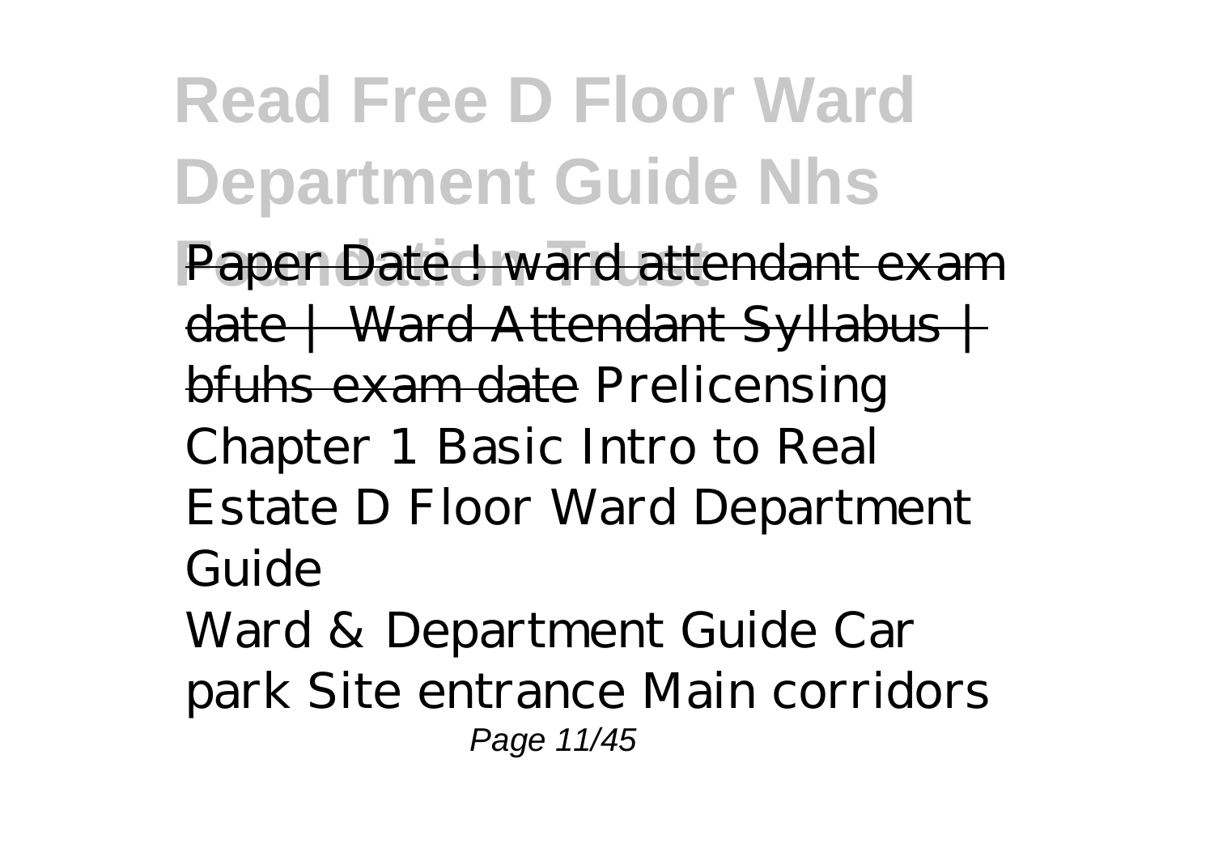Paper Date ! ward attendant exam date | Ward Attendant Syllabus | bfuhs exam date *Prelicensing Chapter 1 Basic Intro to Real Estate D Floor Ward Department Guide*

Ward & Department Guide Car park Site entrance Main corridors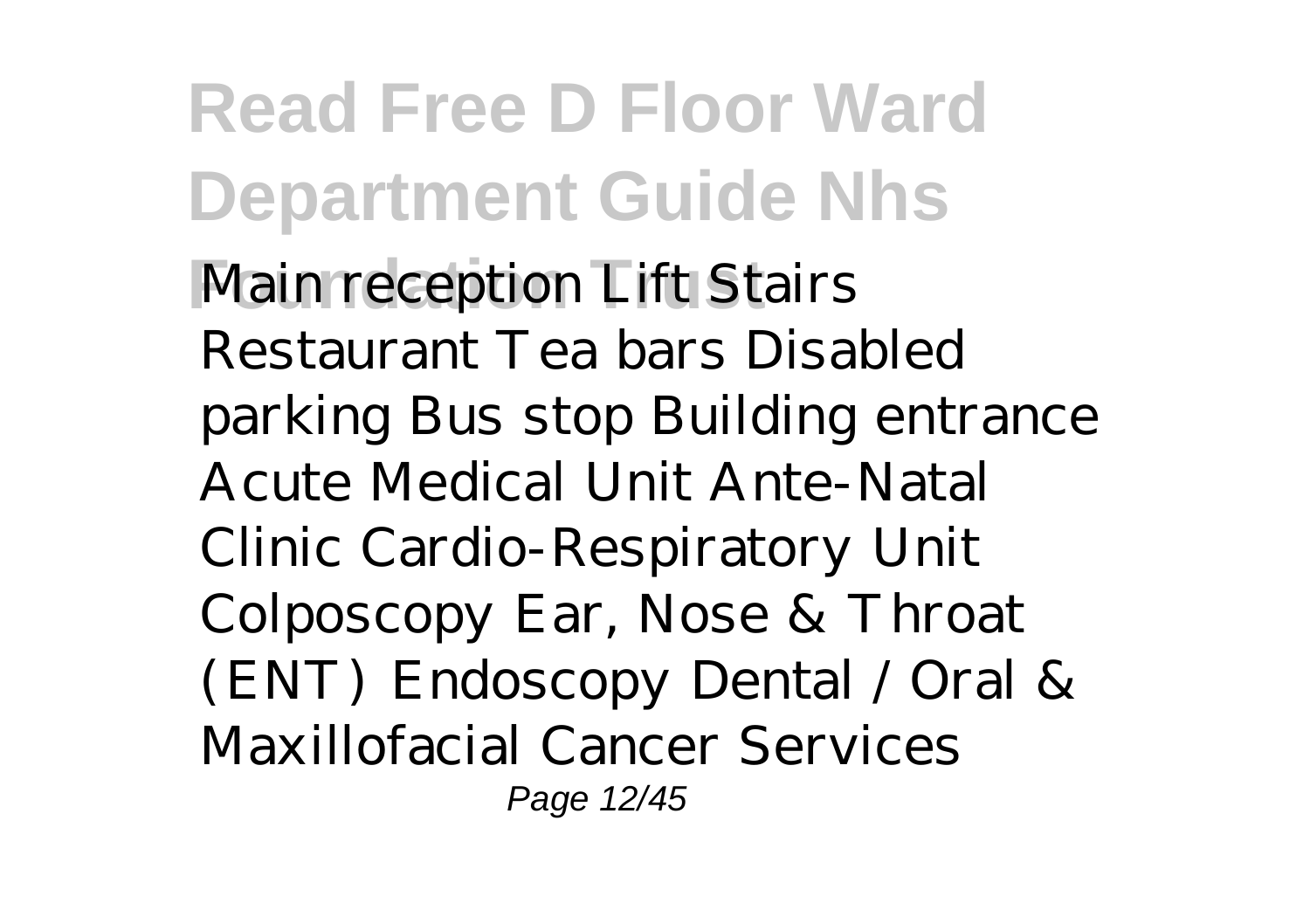Main reception Lift Stairs Restaurant Tea bars Disabled parking Bus stop Building entrance Acute Medical Unit Ante-Natal Clinic Cardio-Respiratory Unit Colposcopy Ear, Nose & Throat (ENT) Endoscopy Dental / Oral & Maxillofacial Cancer Services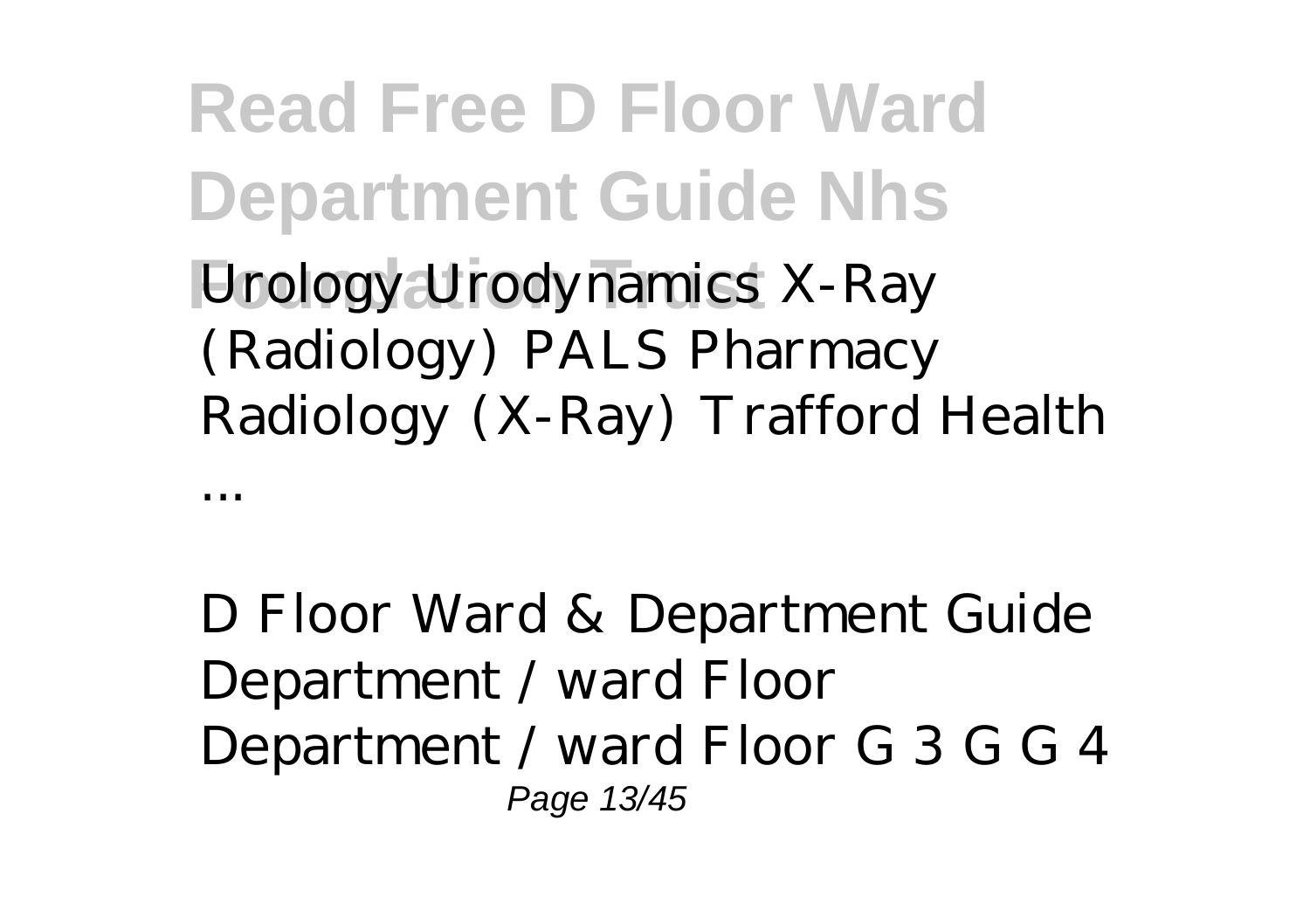Urology Urodynamics X-Ray (Radiology) PALS Pharmacy Radiology (X-Ray) Trafford Health ...

*D Floor Ward & Department Guide*

Department / ward Floor Department / ward Floor G 3 G G 4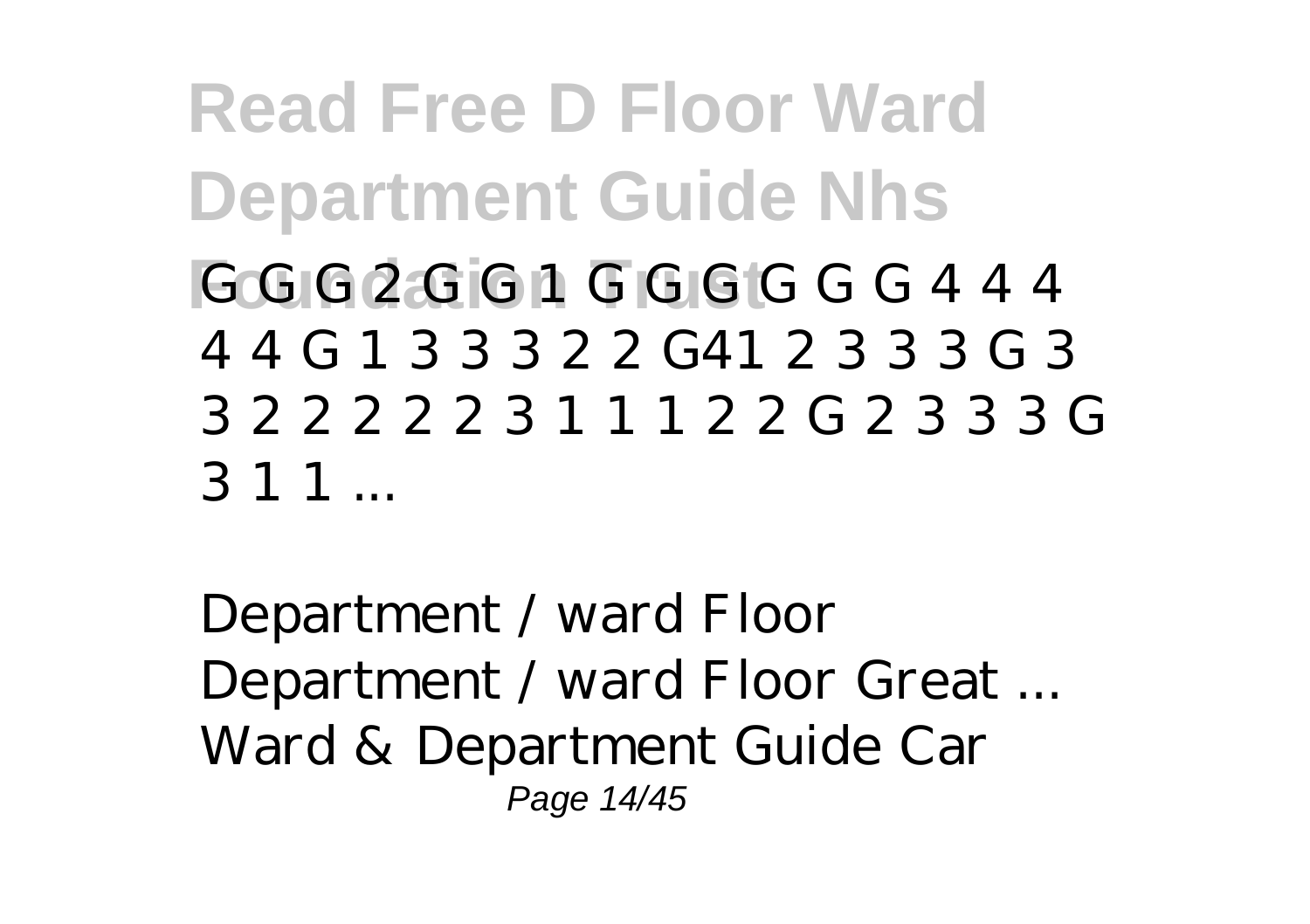G G G 2 G G 1 G G G G G G 4 4 4 4 4 G 1 3 3 3 2 2 G41 2 3 3 3 G 3 3 2 2 2 2 2 3 1 1 1 2 2 G 2 3 3 3 G 3 1 1 ...

*Department / ward Floor Department / ward Floor Great ...*
Ward & Department Guide Car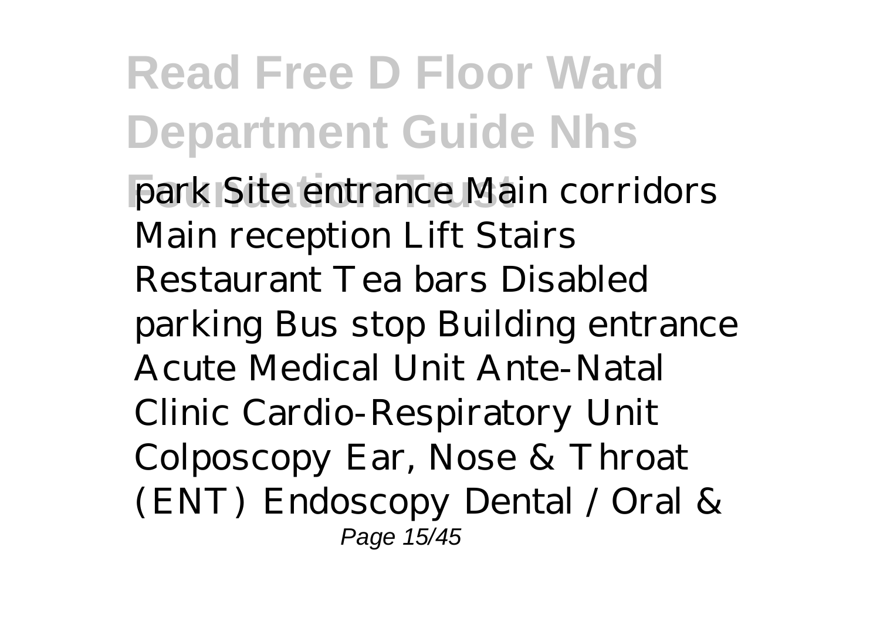park Site entrance Main corridors Main reception Lift Stairs Restaurant Tea bars Disabled parking Bus stop Building entrance Acute Medical Unit Ante-Natal Clinic Cardio-Respiratory Unit Colposcopy Ear, Nose & Throat (ENT) Endoscopy Dental / Oral &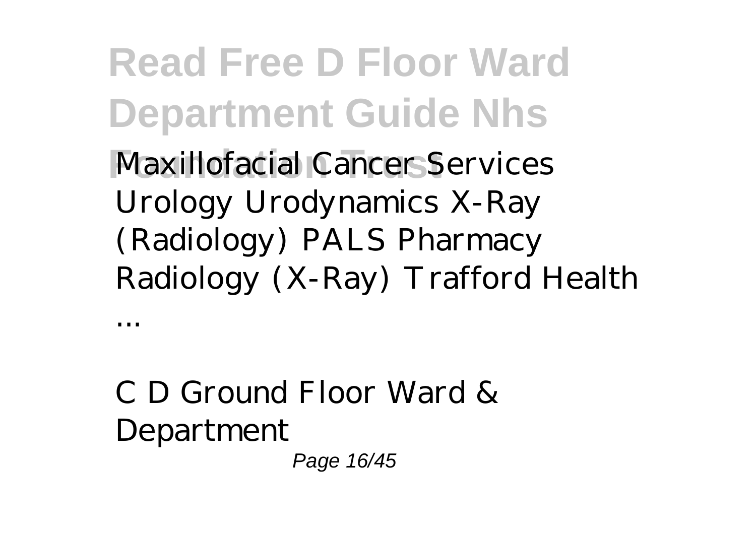Maxillofacial Cancer Services Urology Urodynamics X-Ray (Radiology) PALS Pharmacy Radiology (X-Ray) Trafford Health ...

C D Ground Floor Ward & Department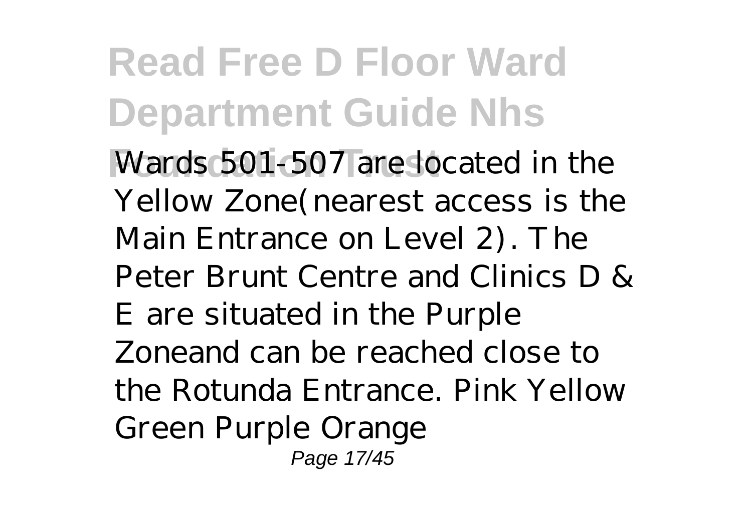Wards 501-507 are located in the Yellow Zone(nearest access is the Main Entrance on Level 2). The Peter Brunt Centre and Clinics D & E are situated in the Purple Zoneand can be reached close to the Rotunda Entrance. Pink Yellow Green Purple Orange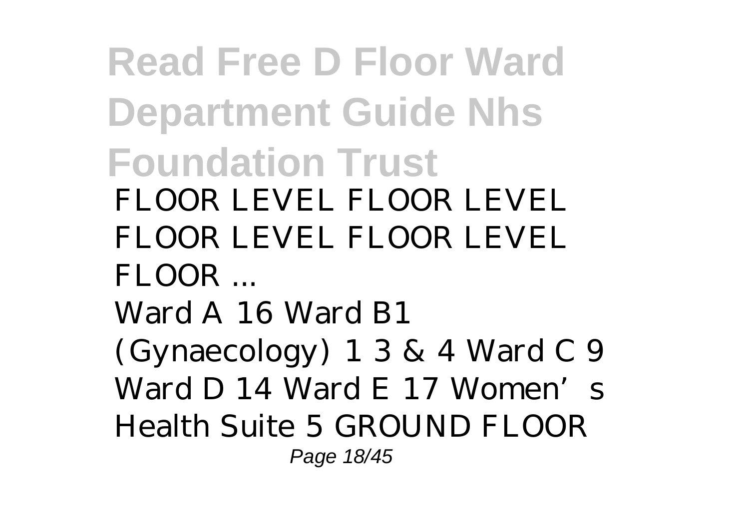FLOOR LEVEL FLOOR LEVEL FLOOR LEVEL FLOOR LEVEL FLOOR ...

Ward A 16 Ward B1 (Gynaecology) 1 3 & 4 Ward C 9 Ward D 14 Ward E 17 Women's Health Suite 5 GROUND FLOOR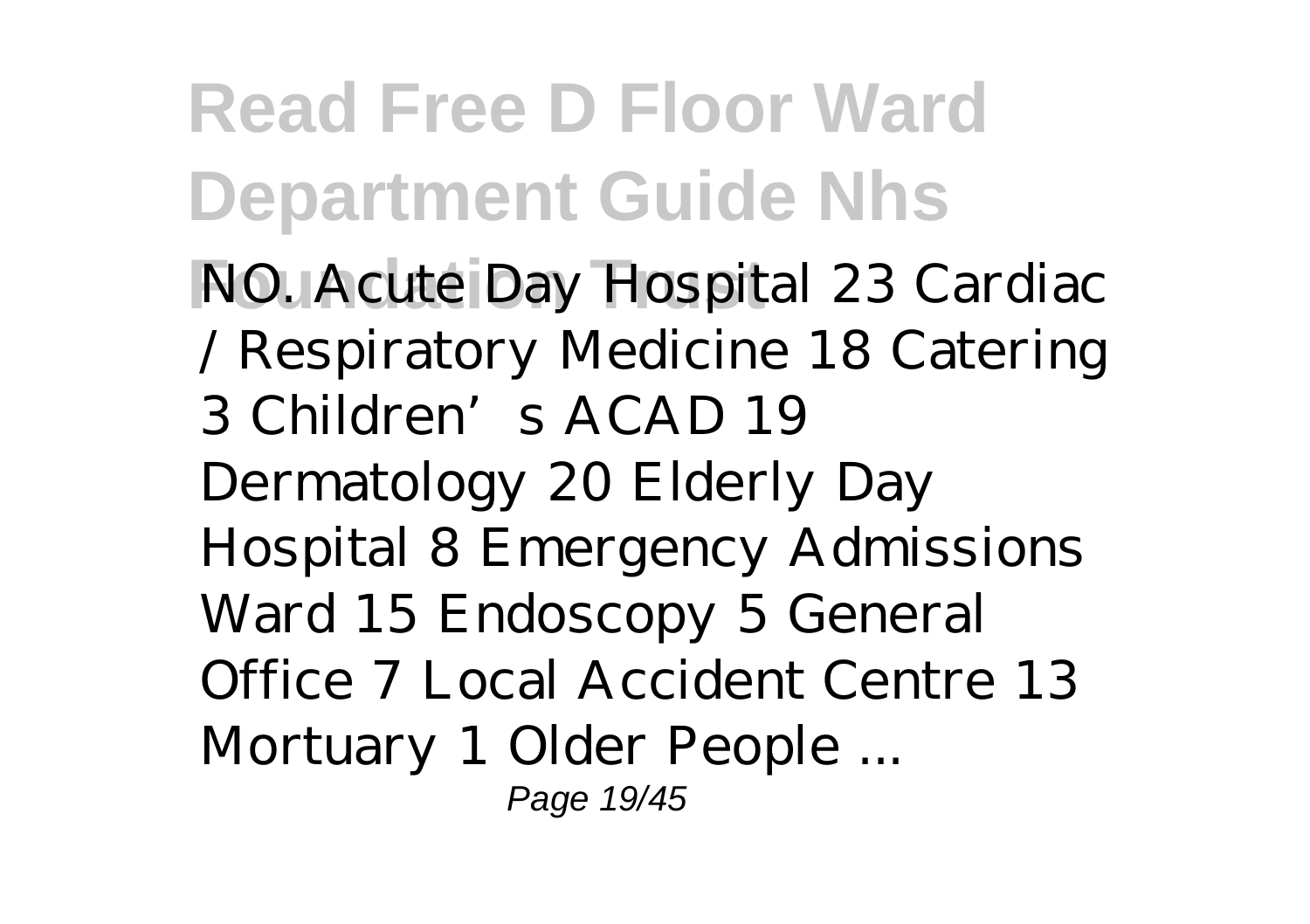NO. Acute Day Hospital 23 Cardiac / Respiratory Medicine 18 Catering 3 Children's ACAD 19 Dermatology 20 Elderly Day Hospital 8 Emergency Admissions Ward 15 Endoscopy 5 General Office 7 Local Accident Centre 13 Mortuary 1 Older People ...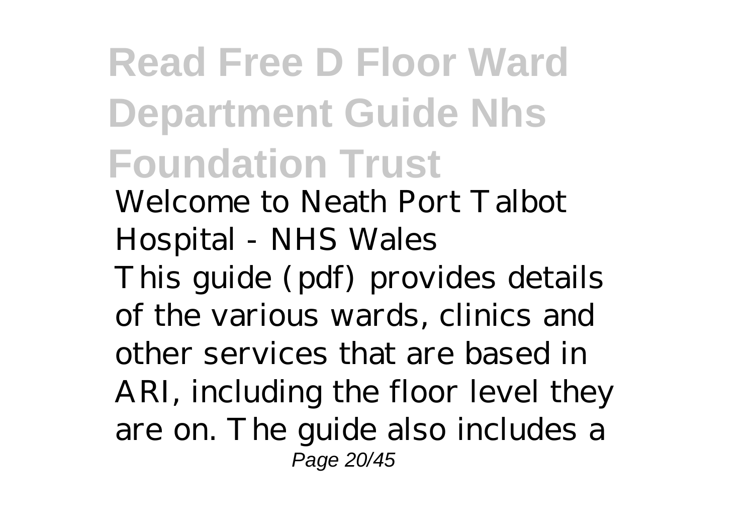# Read Free D Floor Ward Department Guide Nhs Foundation Trust

*Welcome to Neath Port Talbot Hospital - NHS Wales*

This guide (pdf) provides details of the various wards, clinics and other services that are based in ARI, including the floor level they are on. The guide also includes a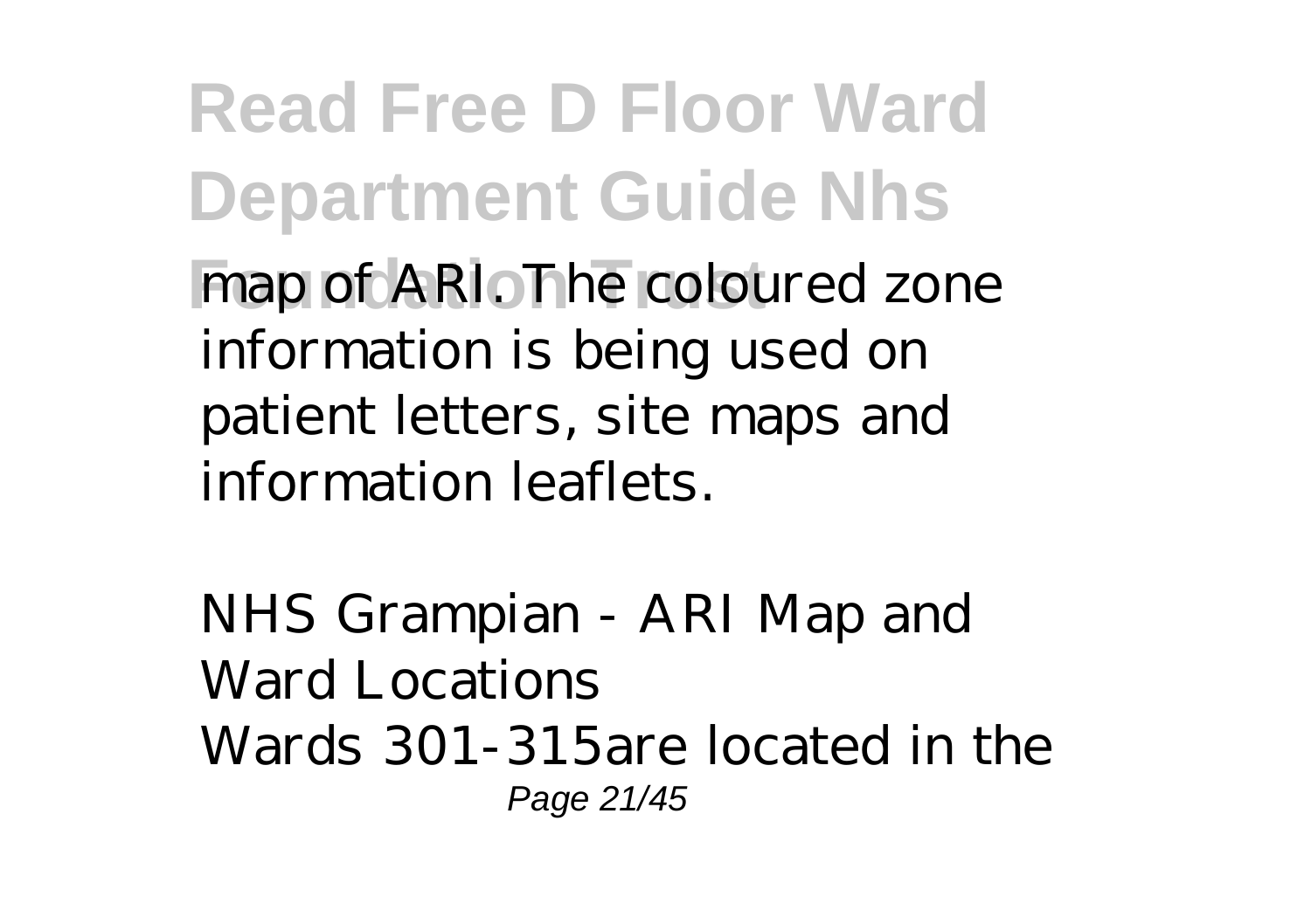map of ARI. The coloured zone information is being used on patient letters, site maps and information leaflets.

*NHS Grampian - ARI Map and Ward Locations*

Wards 301-315are located in the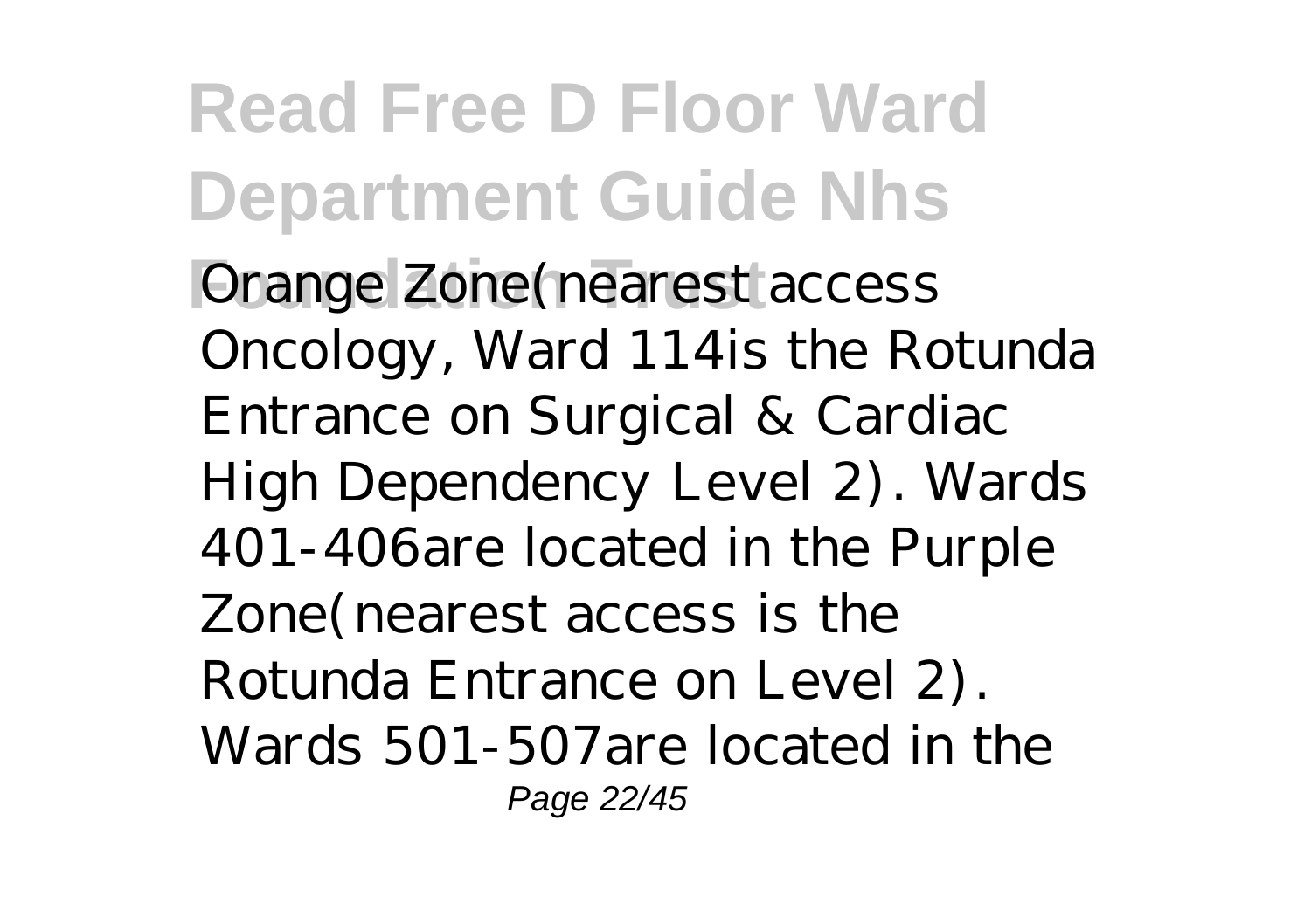Orange Zone(nearest access Oncology, Ward 114is the Rotunda Entrance on Surgical & Cardiac High Dependency Level 2). Wards 401-406are located in the Purple Zone(nearest access is the Rotunda Entrance on Level 2). Wards 501-507are located in the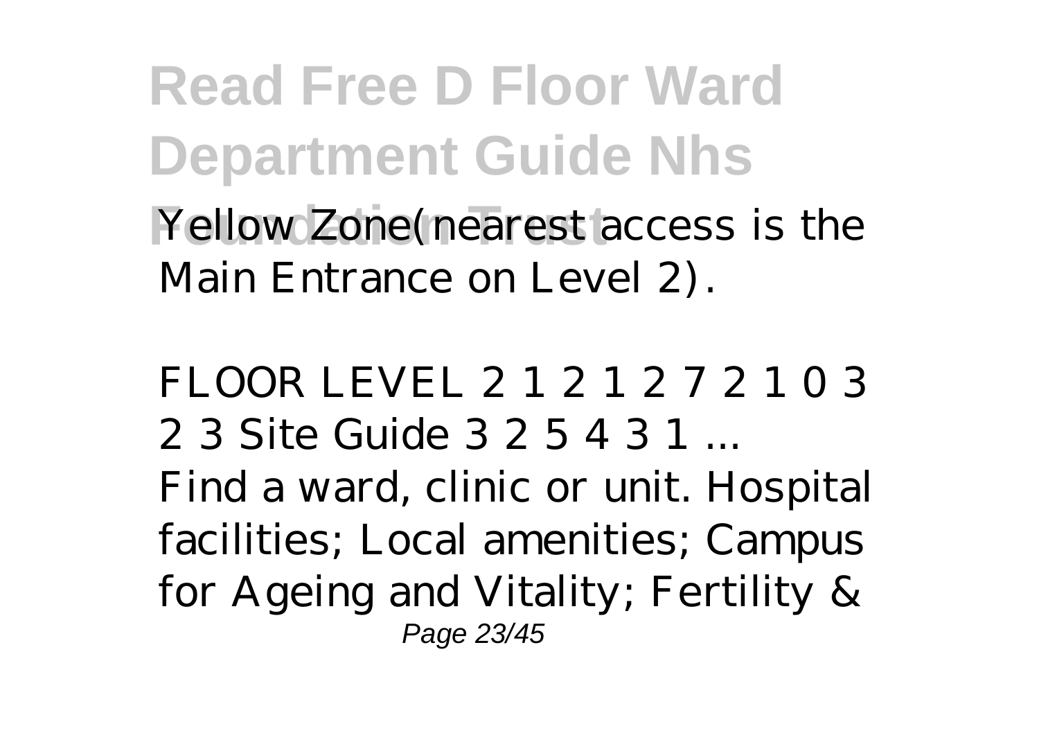Yellow Zone(nearest access is the Main Entrance on Level 2).

*FLOOR LEVEL 2 1 2 1 2 7 2 1 0 3 2 3 Site Guide 3 2 5 4 3 1 ...*

Find a ward, clinic or unit. Hospital facilities; Local amenities; Campus for Ageing and Vitality; Fertility &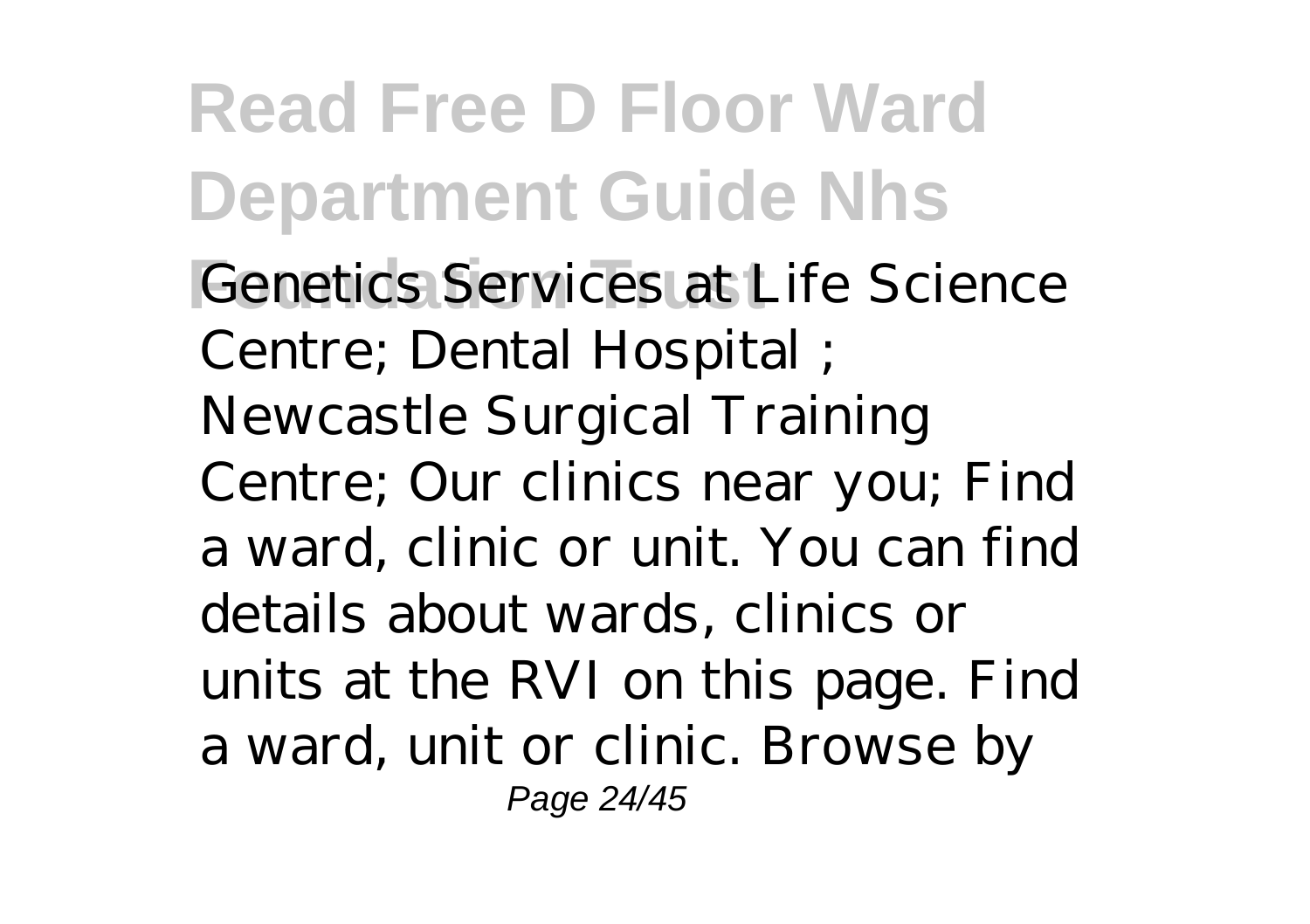Genetics Services at Life Science Centre; Dental Hospital ; Newcastle Surgical Training Centre; Our clinics near you; Find a ward, clinic or unit. You can find details about wards, clinics or units at the RVI on this page. Find a ward, unit or clinic. Browse by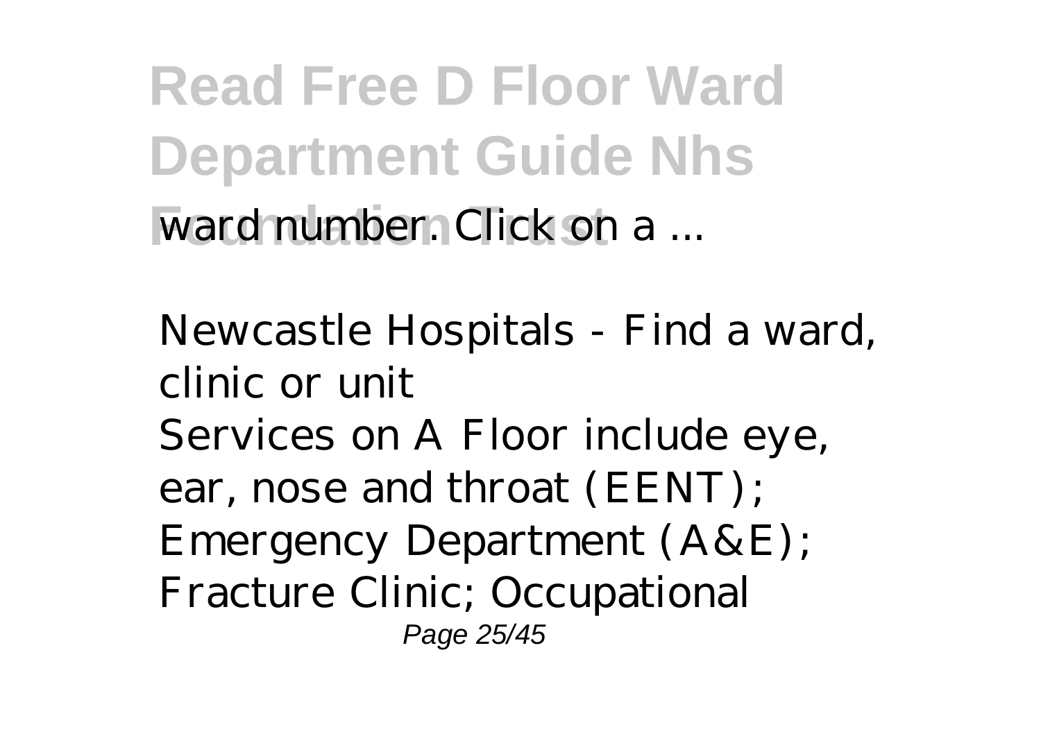ward number. Click on a ...

*Newcastle Hospitals - Find a ward, clinic or unit*

Services on A Floor include eye, ear, nose and throat (EENT); Emergency Department (A&E); Fracture Clinic; Occupational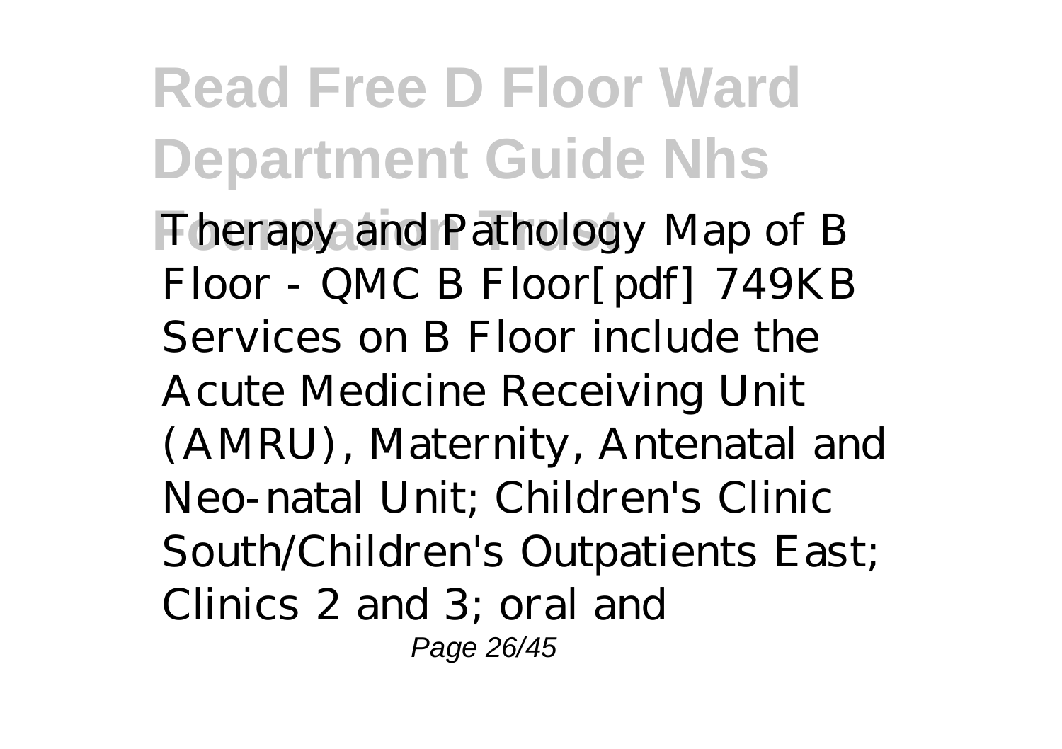Therapy and Pathology Map of B Floor - QMC B Floor[pdf] 749KB Services on B Floor include the Acute Medicine Receiving Unit (AMRU), Maternity, Antenatal and Neo-natal Unit; Children's Clinic South/Children's Outpatients East; Clinics 2 and 3; oral and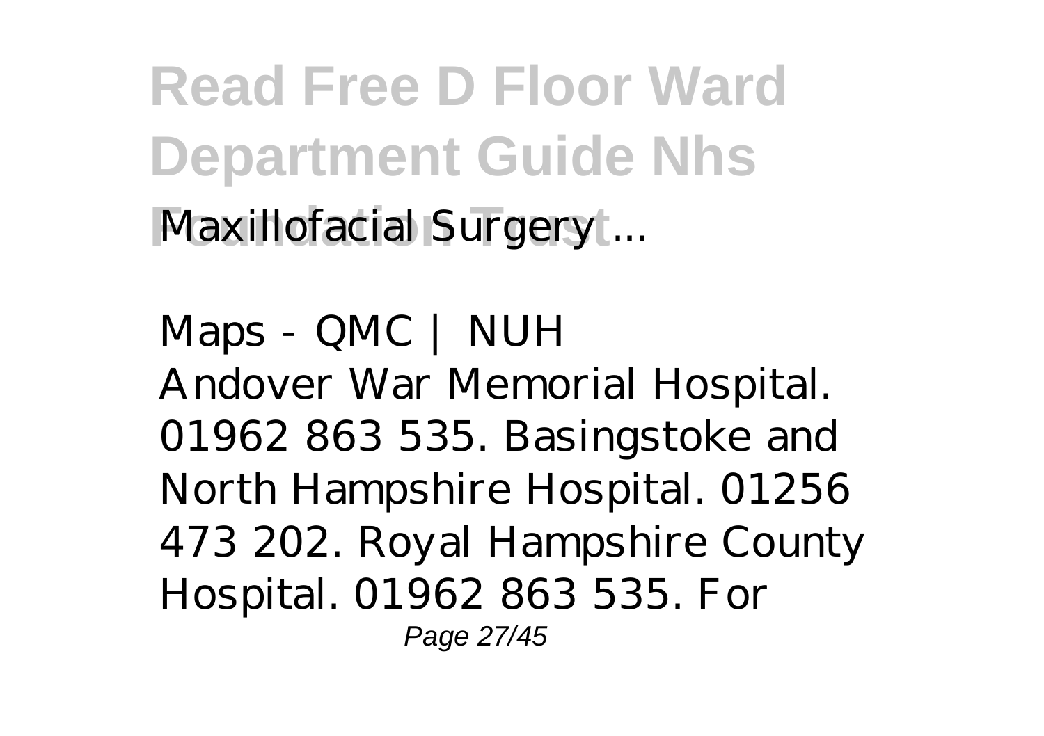Maxillofacial Surgery ...

*Maps - QMC | NUH*

Andover War Memorial Hospital. 01962 863 535. Basingstoke and North Hampshire Hospital. 01256 473 202. Royal Hampshire County Hospital. 01962 863 535. For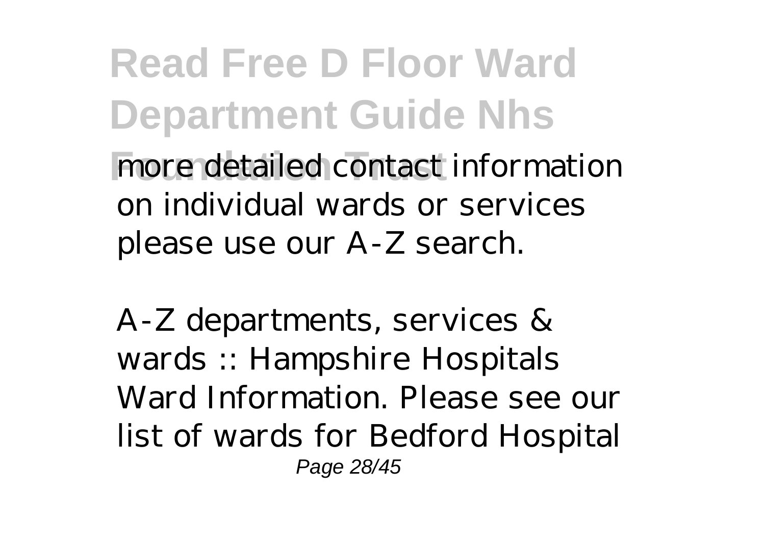more detailed contact information on individual wards or services please use our A-Z search.

A-Z departments, services & wards :: Hampshire Hospitals Ward Information. Please see our list of wards for Bedford Hospital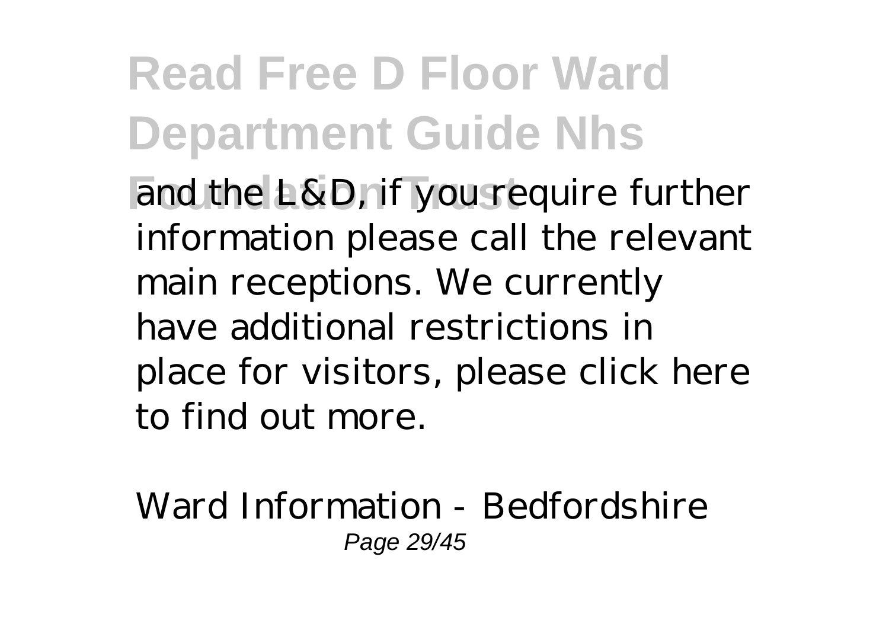and the L&D, if you require further information please call the relevant main receptions. We currently have additional restrictions in place for visitors, please click here to find out more.

*Ward Information - Bedfordshire*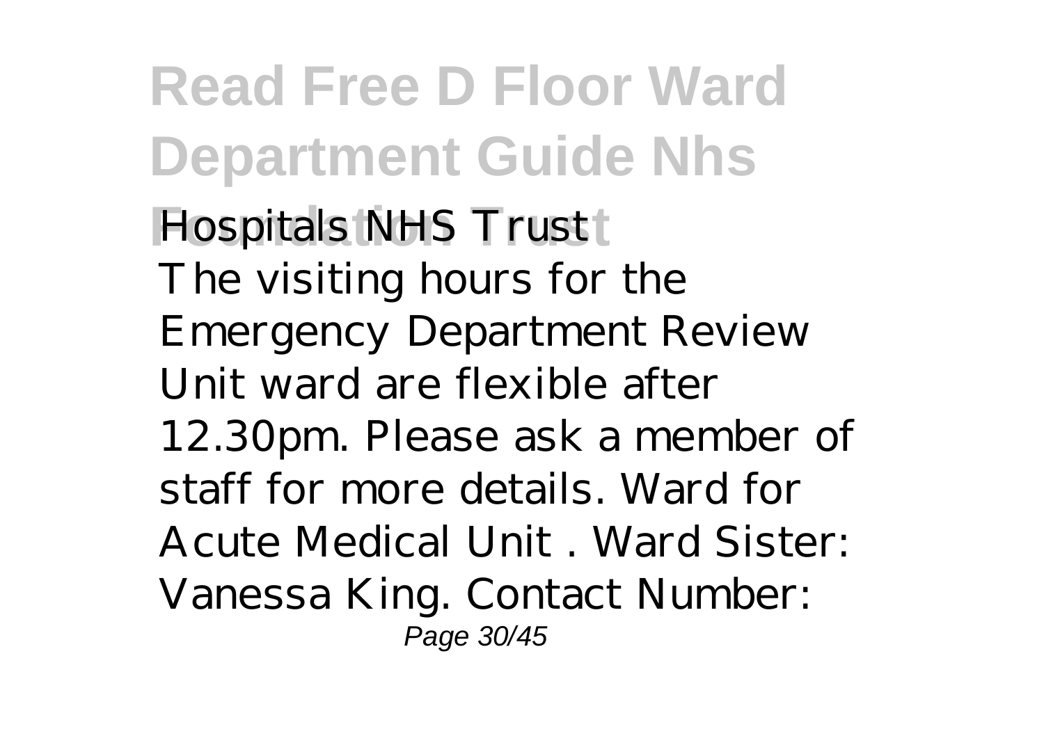Hospitals NHS Trust

The visiting hours for the Emergency Department Review Unit ward are flexible after 12.30pm. Please ask a member of staff for more details. Ward for Acute Medical Unit . Ward Sister: Vanessa King. Contact Number: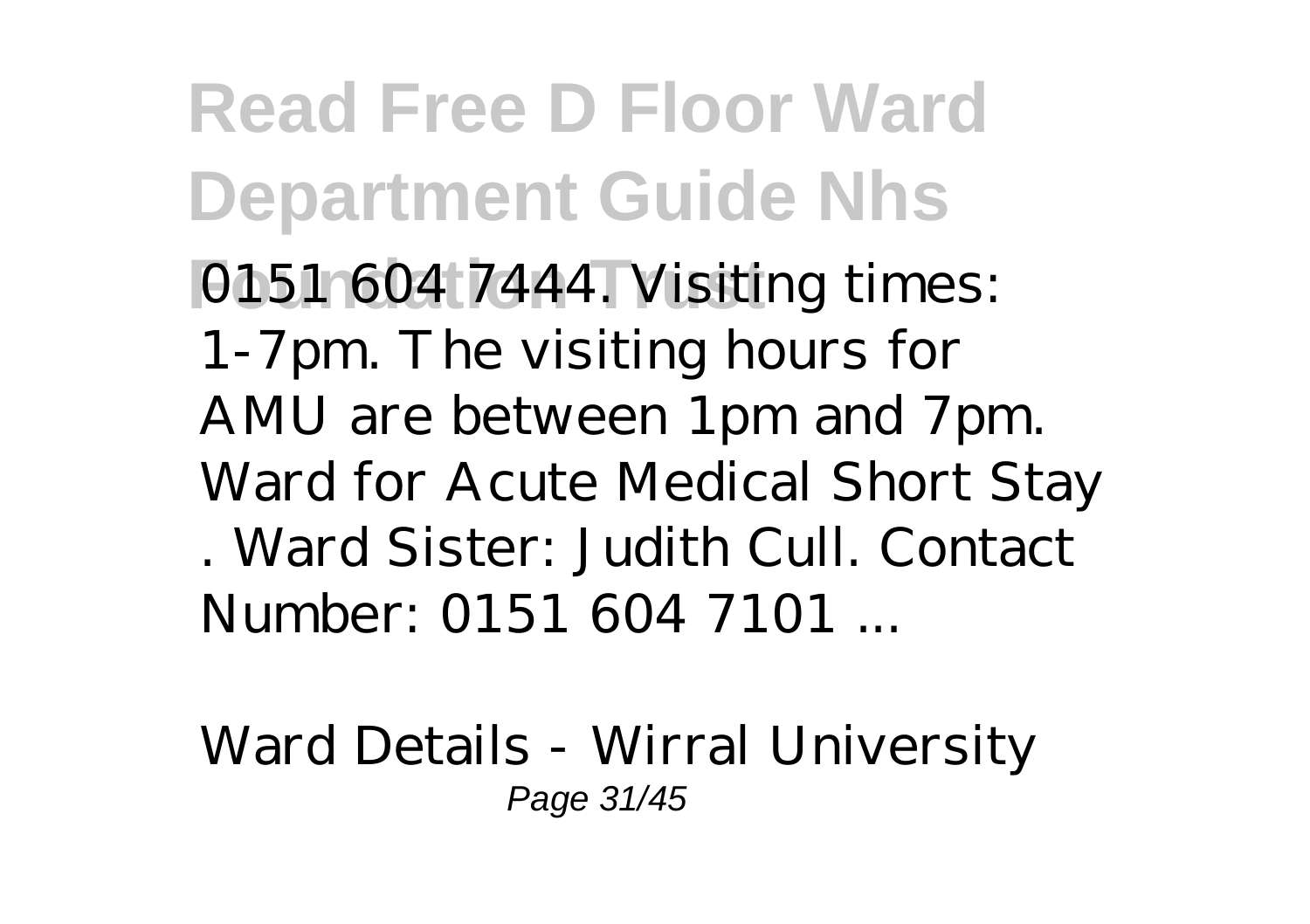0151 604 7444. Visiting times: 1-7pm. The visiting hours for AMU are between 1pm and 7pm. Ward for Acute Medical Short Stay . Ward Sister: Judith Cull. Contact Number: 0151 604 7101 ...

*Ward Details - Wirral University*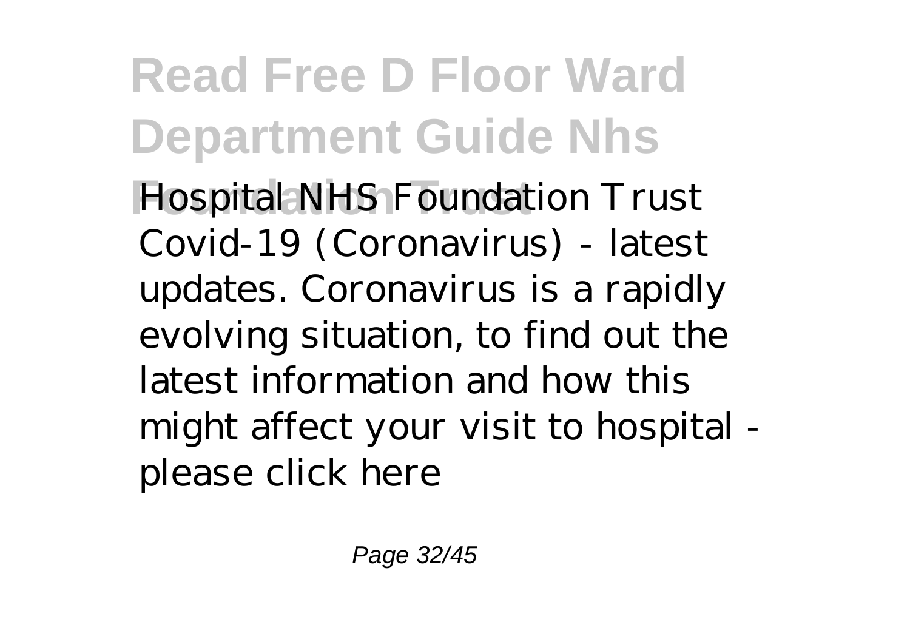Hospital NHS Foundation Trust Covid-19 (Coronavirus) - latest updates. Coronavirus is a rapidly evolving situation, to find out the latest information and how this might affect your visit to hospital - please click here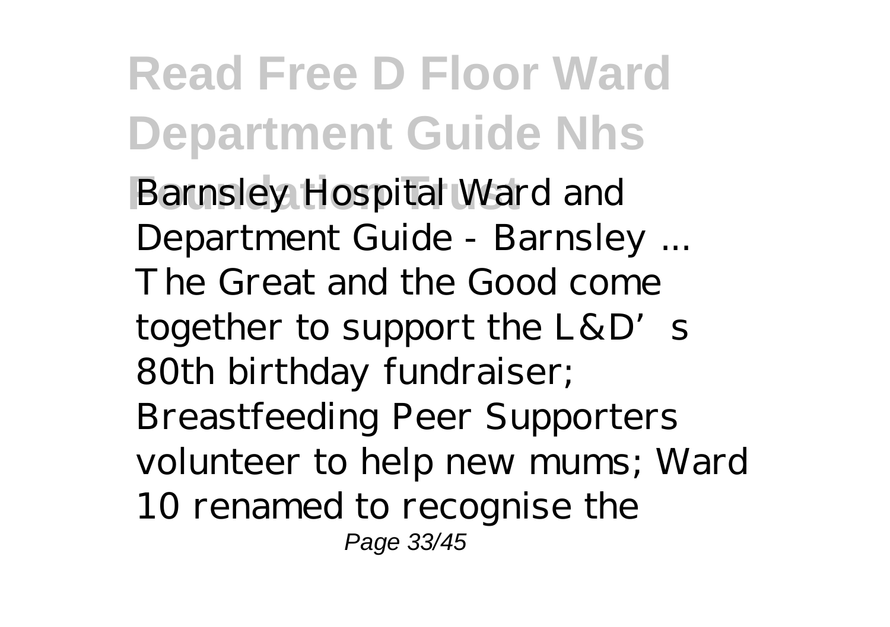Barnsley Hospital Ward and Department Guide - Barnsley ...
The Great and the Good come together to support the L&D's 80th birthday fundraiser; Breastfeeding Peer Supporters volunteer to help new mums; Ward 10 renamed to recognise the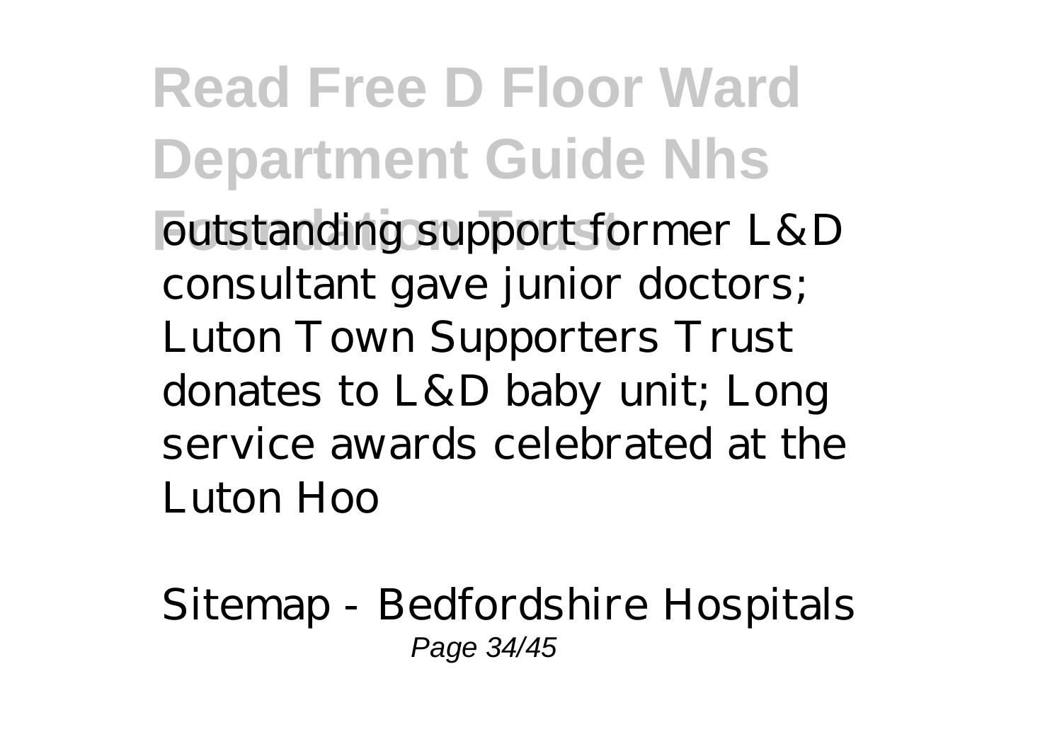outstanding support former L&D consultant gave junior doctors; Luton Town Supporters Trust donates to L&D baby unit; Long service awards celebrated at the Luton Hoo

*Sitemap - Bedfordshire Hospitals*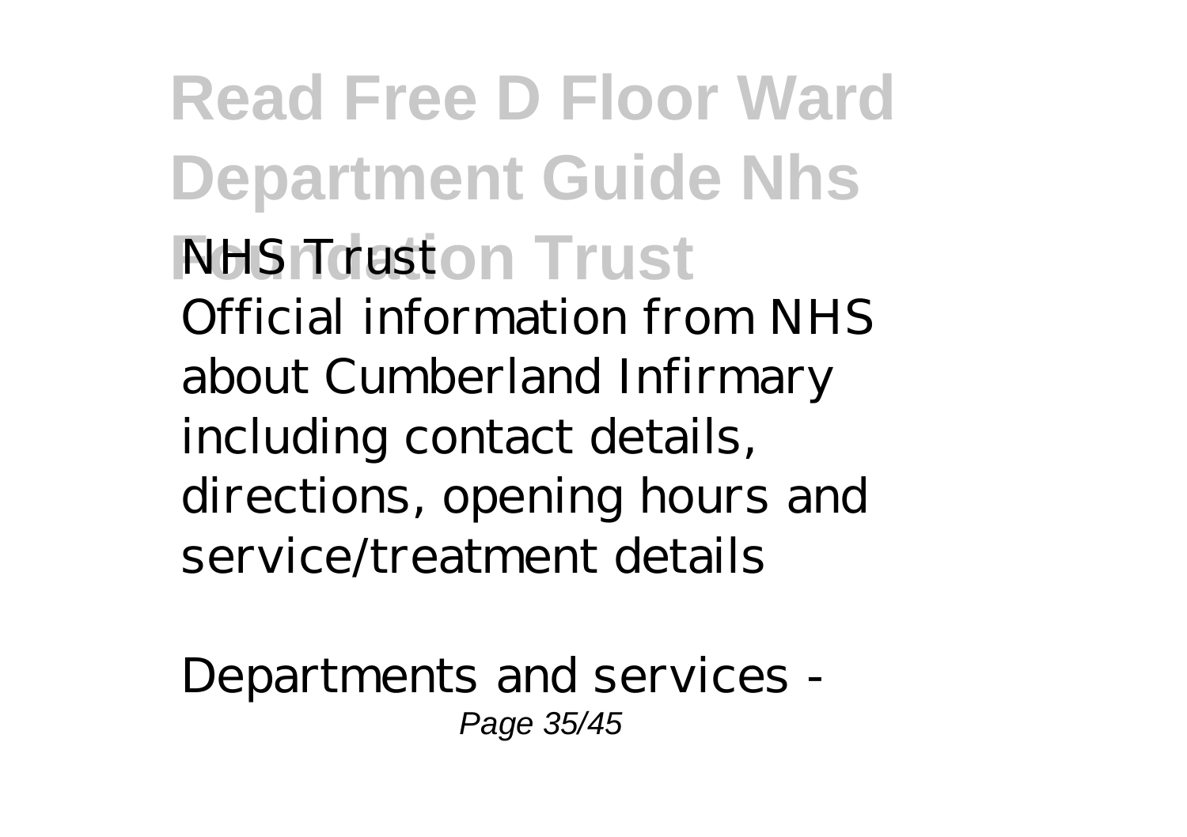*NHS Trust*

Official information from NHS about Cumberland Infirmary including contact details, directions, opening hours and service/treatment details

*Departments and services -*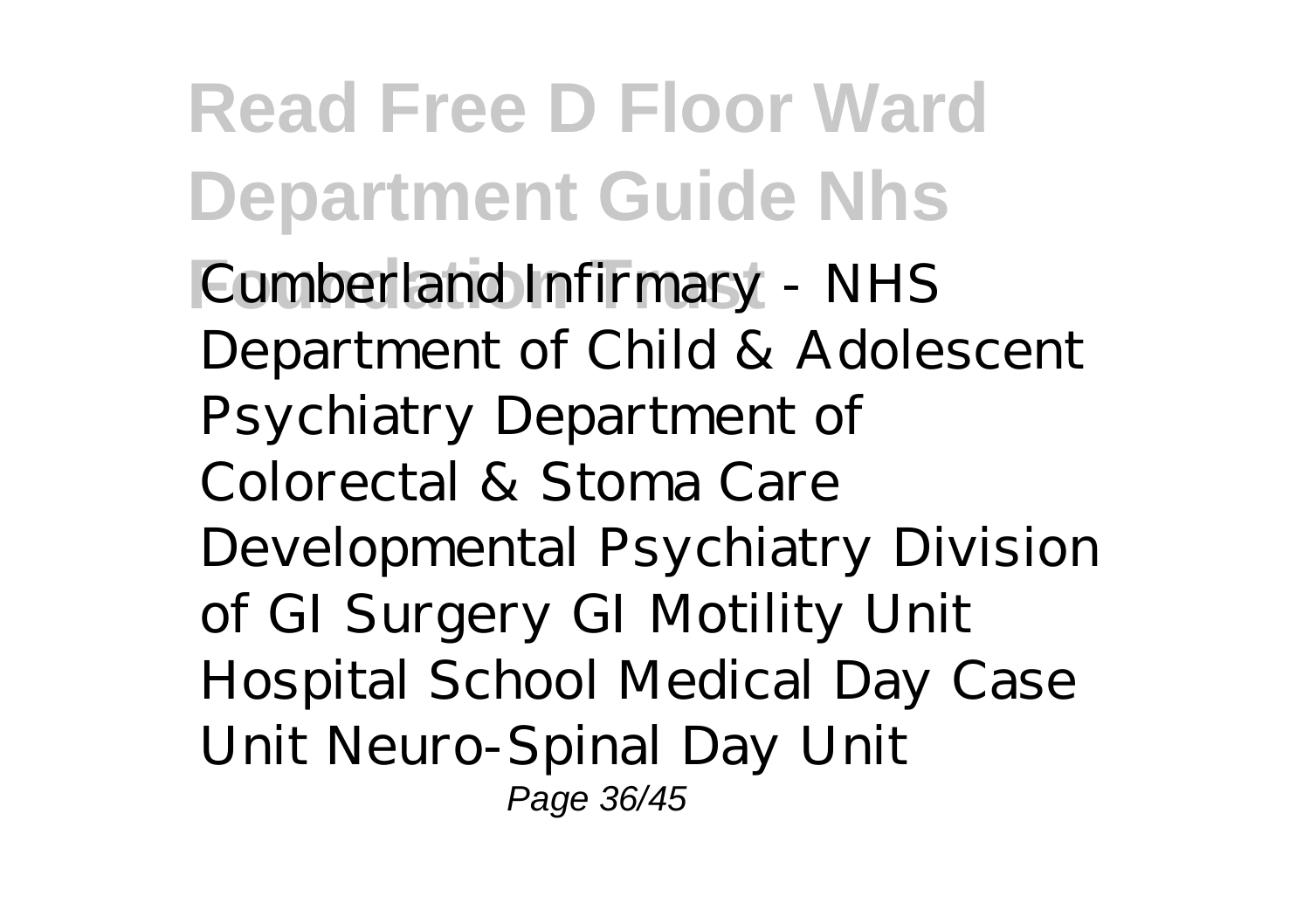Cumberland Infirmary - NHS Department of Child & Adolescent Psychiatry Department of Colorectal & Stoma Care Developmental Psychiatry Division of GI Surgery GI Motility Unit Hospital School Medical Day Case Unit Neuro-Spinal Day Unit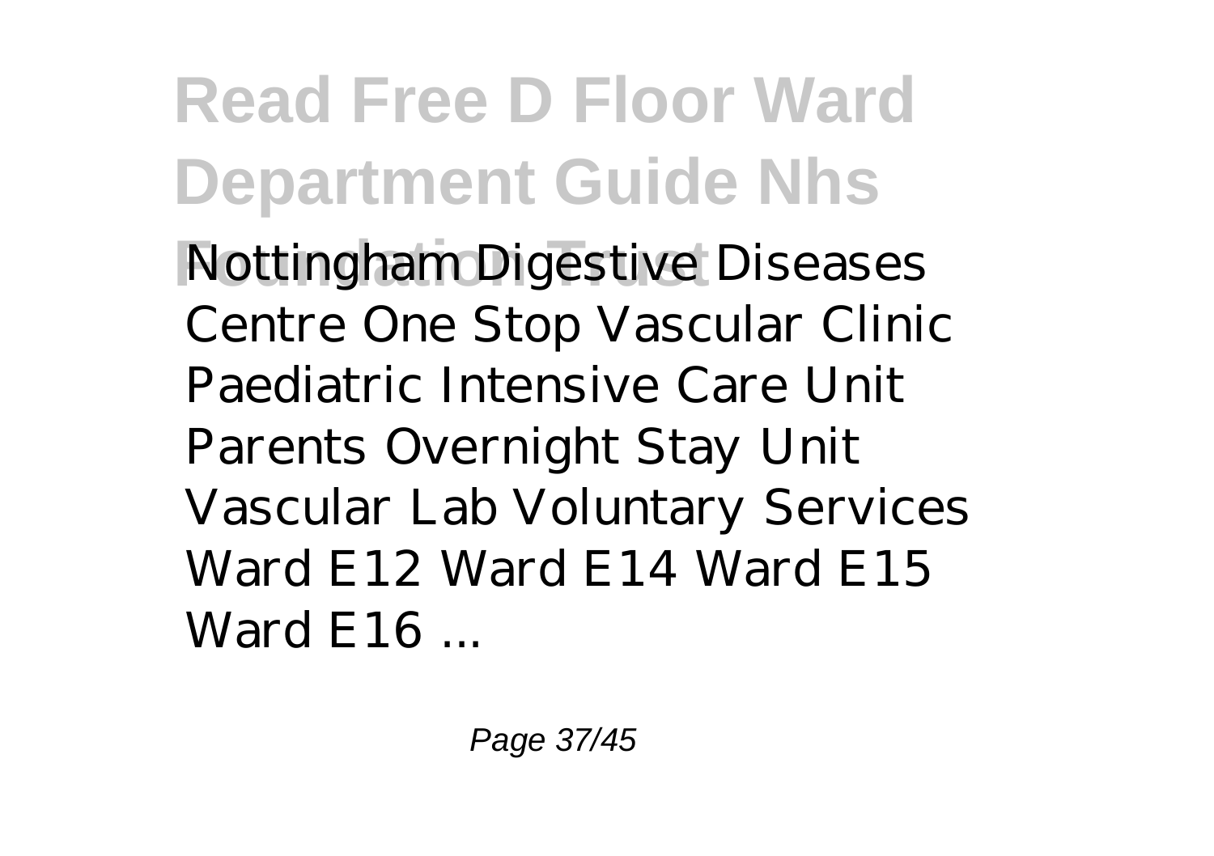Nottingham Digestive Diseases Centre One Stop Vascular Clinic Paediatric Intensive Care Unit Parents Overnight Stay Unit Vascular Lab Voluntary Services Ward E12 Ward E14 Ward E15 Ward E16 ...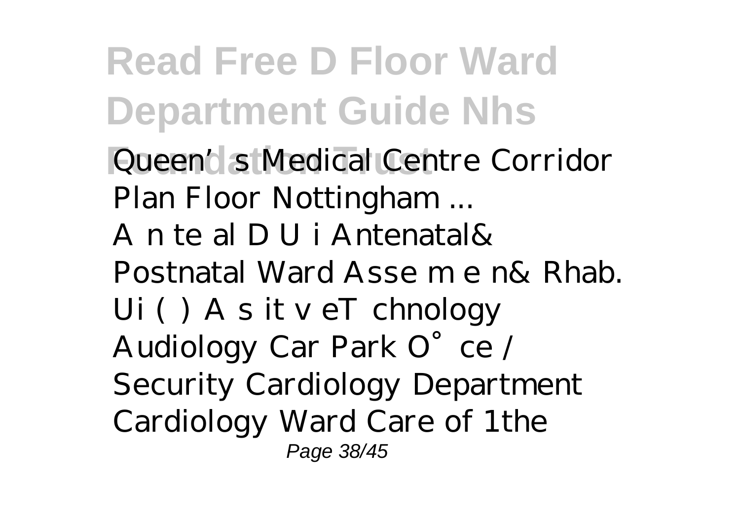Queen's Medical Centre Corridor Plan Floor Nottingham ...

A n te al D U i Antenatal& Postnatal Ward Asse m e n& Rhab. Ui ( ) A s it v eT chnology Audiology Car Park O˚ce / Security Cardiology Department Cardiology Ward Care of 1the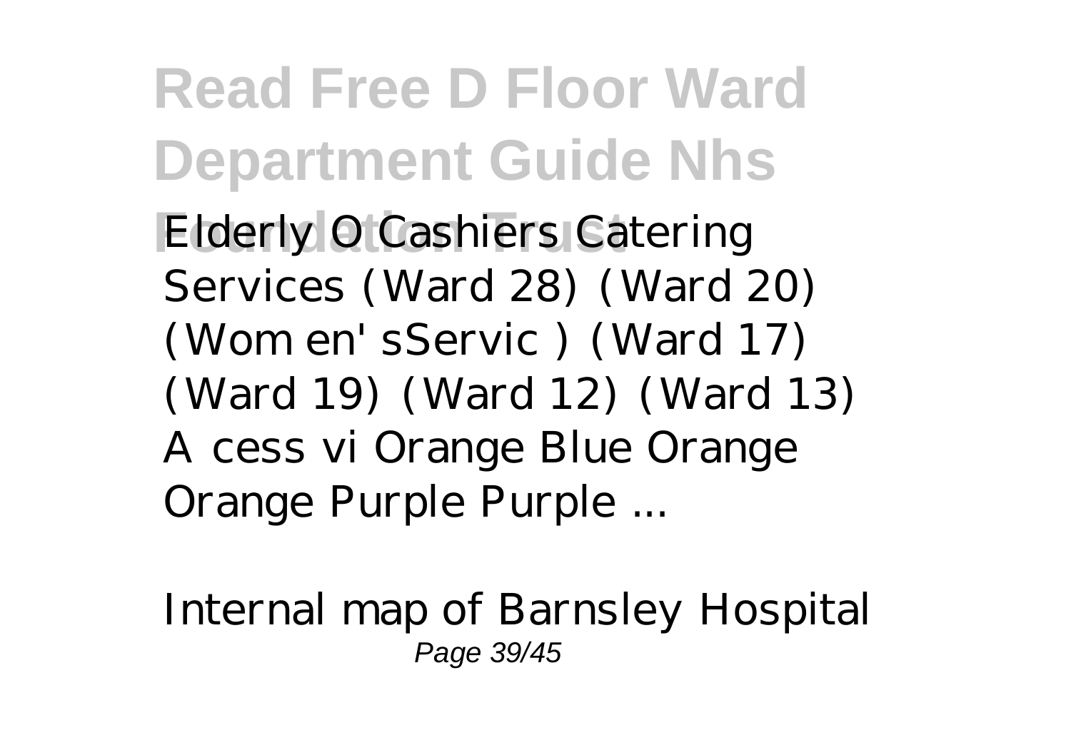Elderly O Cashiers Catering Services (Ward 28) (Ward 20) (Wom en' sServic ) (Ward 17) (Ward 19) (Ward 12) (Ward 13) A cess vi Orange Blue Orange Orange Purple Purple ...

Internal map of Barnsley Hospital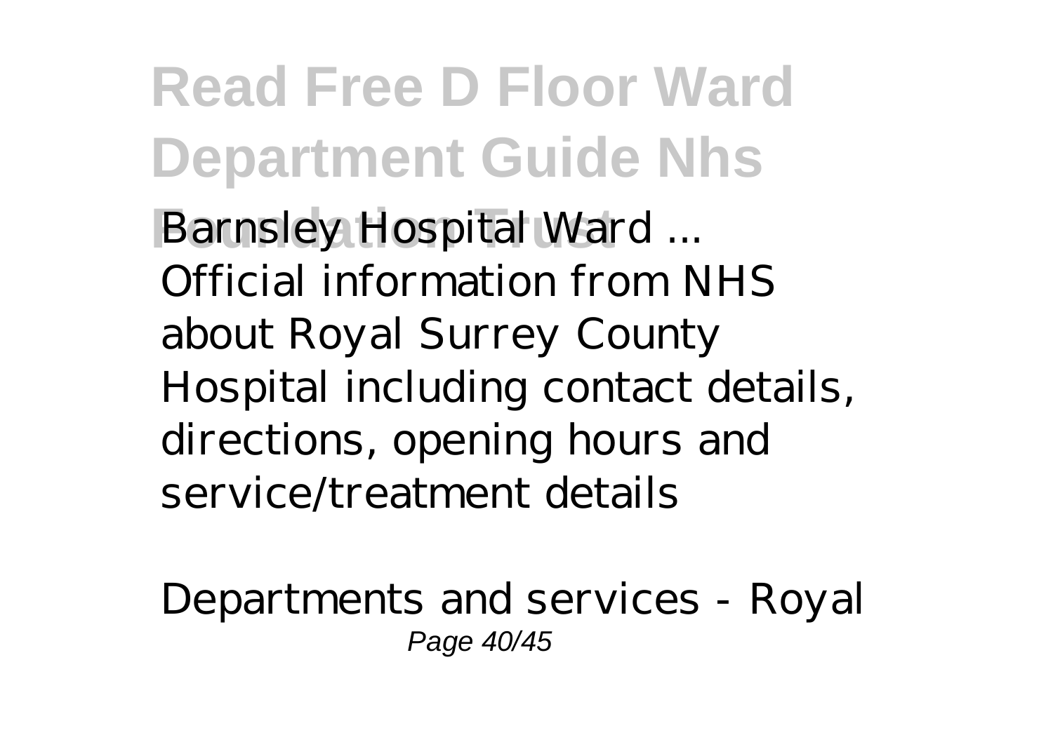*Barnsley Hospital Ward ...*

Official information from NHS about Royal Surrey County Hospital including contact details, directions, opening hours and service/treatment details

*Departments and services - Royal*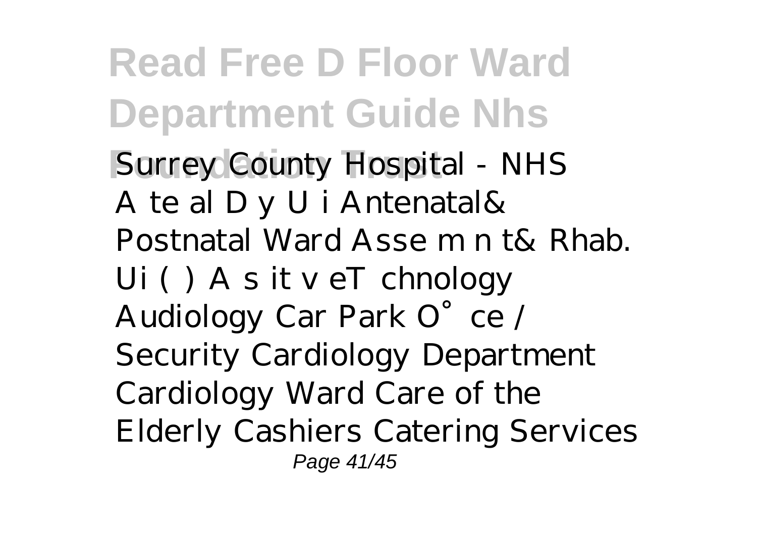# Read Free D Floor Ward Department Guide Nhs Foundation Trust

Surrey County Hospital - NHS
A te al D y U i Antenatal& Postnatal Ward Asse m n t& Rhab. Ui ( ) A s it v eT chnology Audiology Car Park O˚ce / Security Cardiology Department Cardiology Ward Care of the Elderly Cashiers Catering Services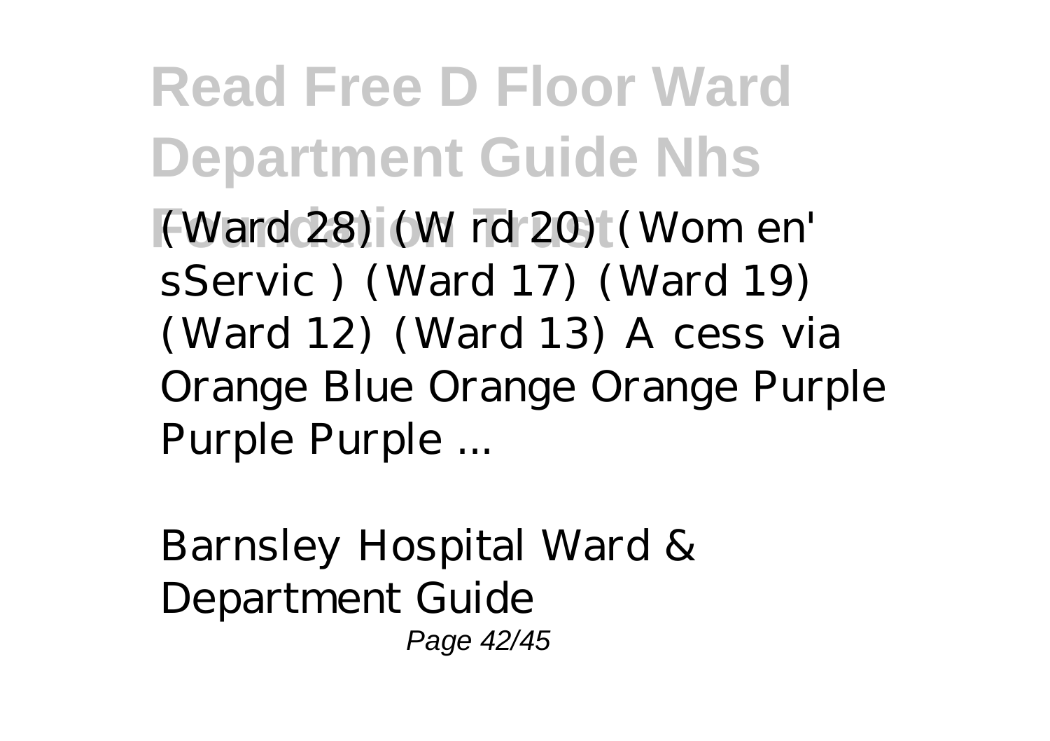(Ward 28) (W rd 20) (Wom en' sServic ) (Ward 17) (Ward 19) (Ward 12) (Ward 13) A cess via Orange Blue Orange Orange Purple Purple Purple ...

*Barnsley Hospital Ward & Department Guide*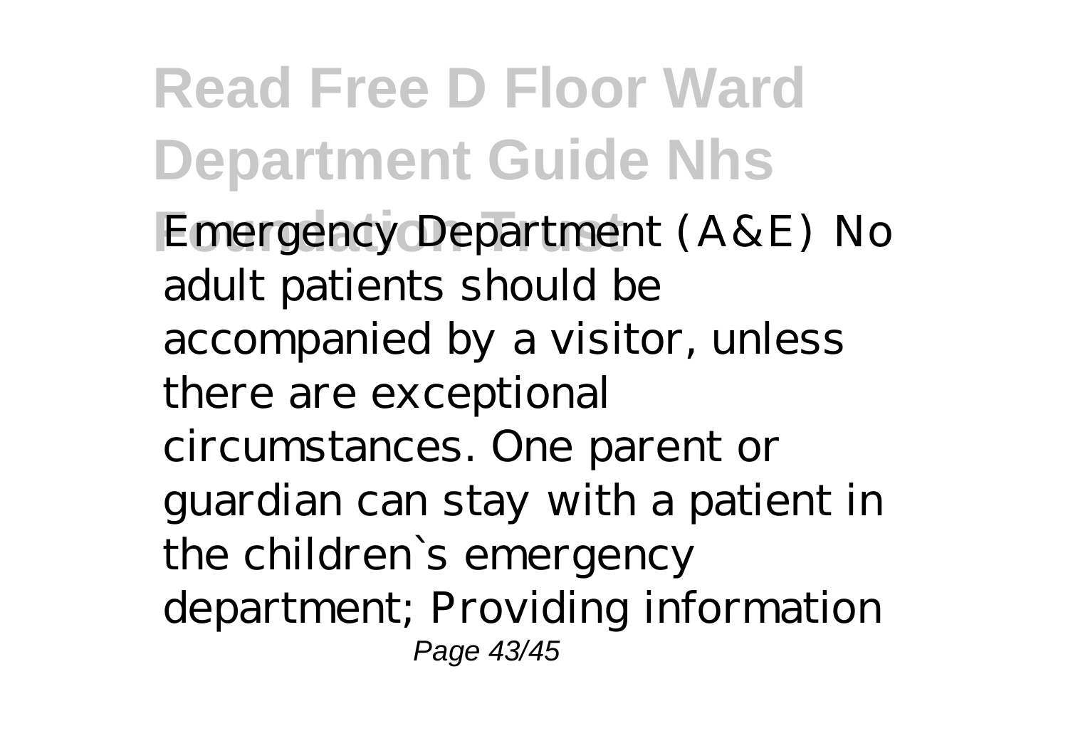Emergency Department (A&E) No adult patients should be accompanied by a visitor, unless there are exceptional circumstances. One parent or guardian can stay with a patient in the children`s emergency department; Providing information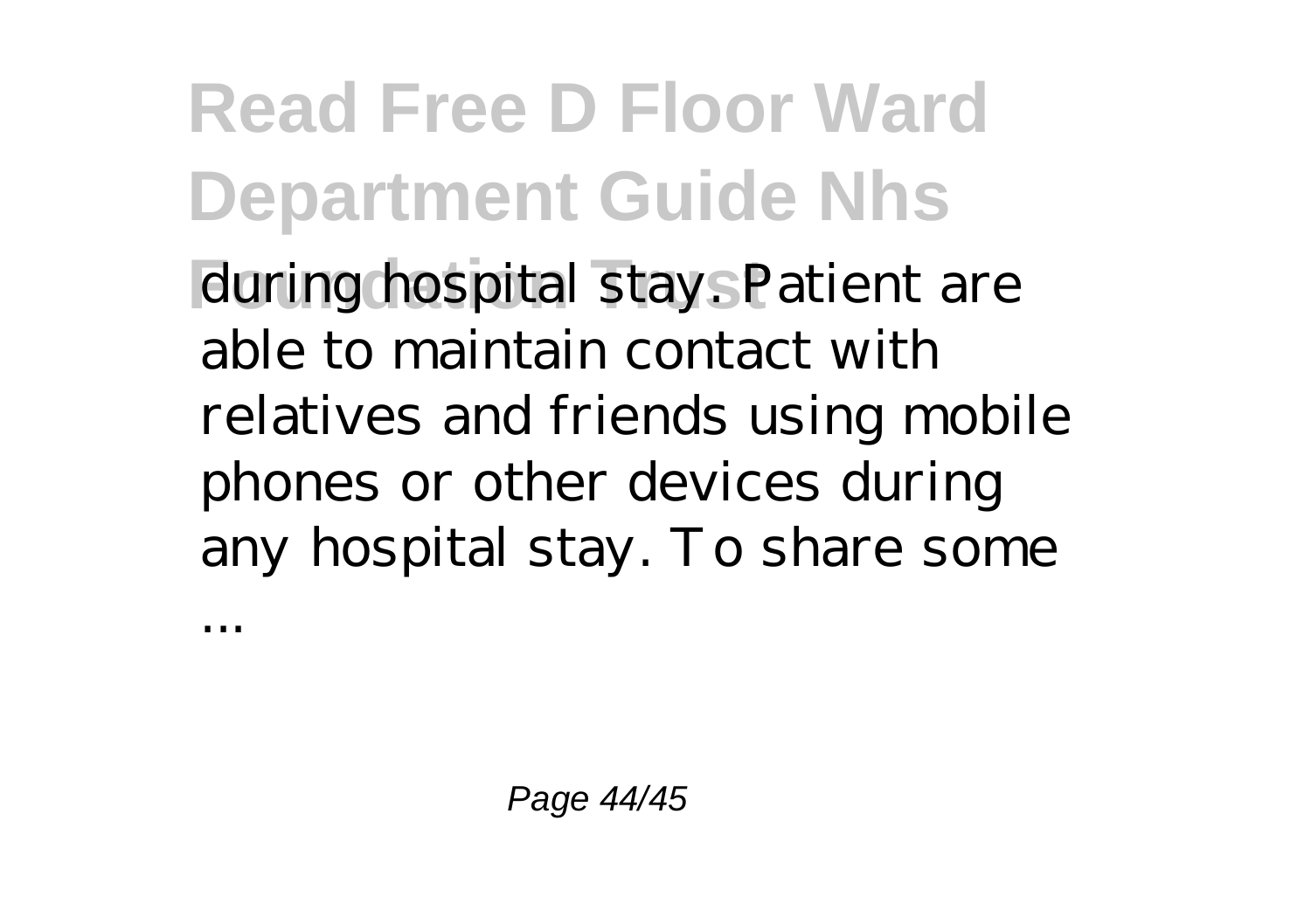during hospital stay. Patient are able to maintain contact with relatives and friends using mobile phones or other devices during any hospital stay. To share some ...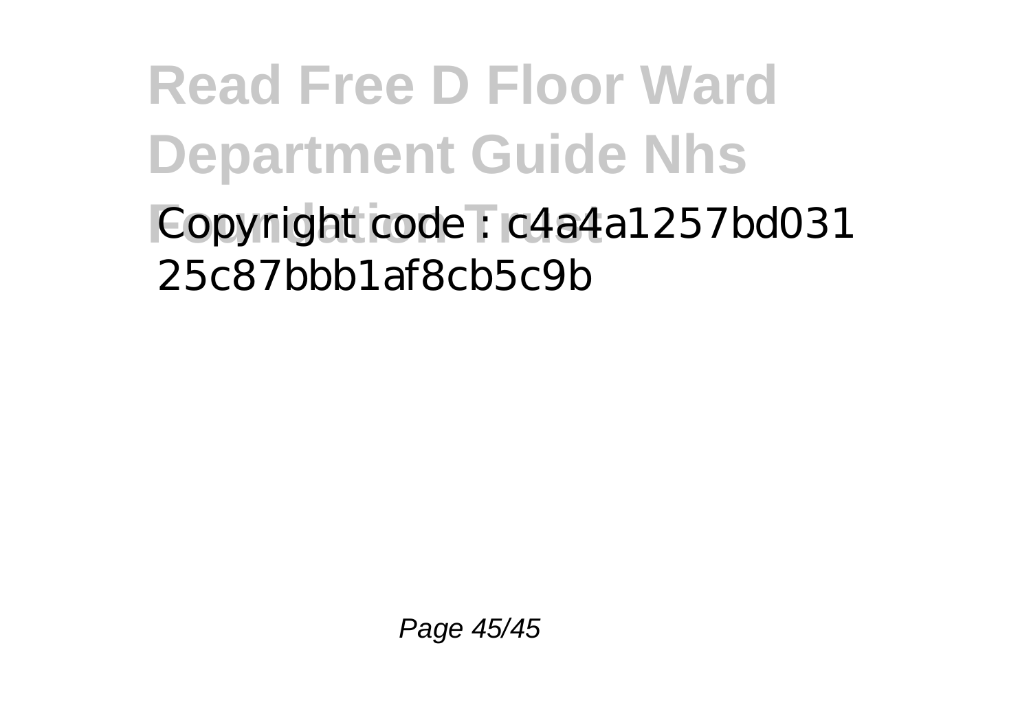Copyright code : c4a4a1257bd031 25c87bbb1af8cb5c9b